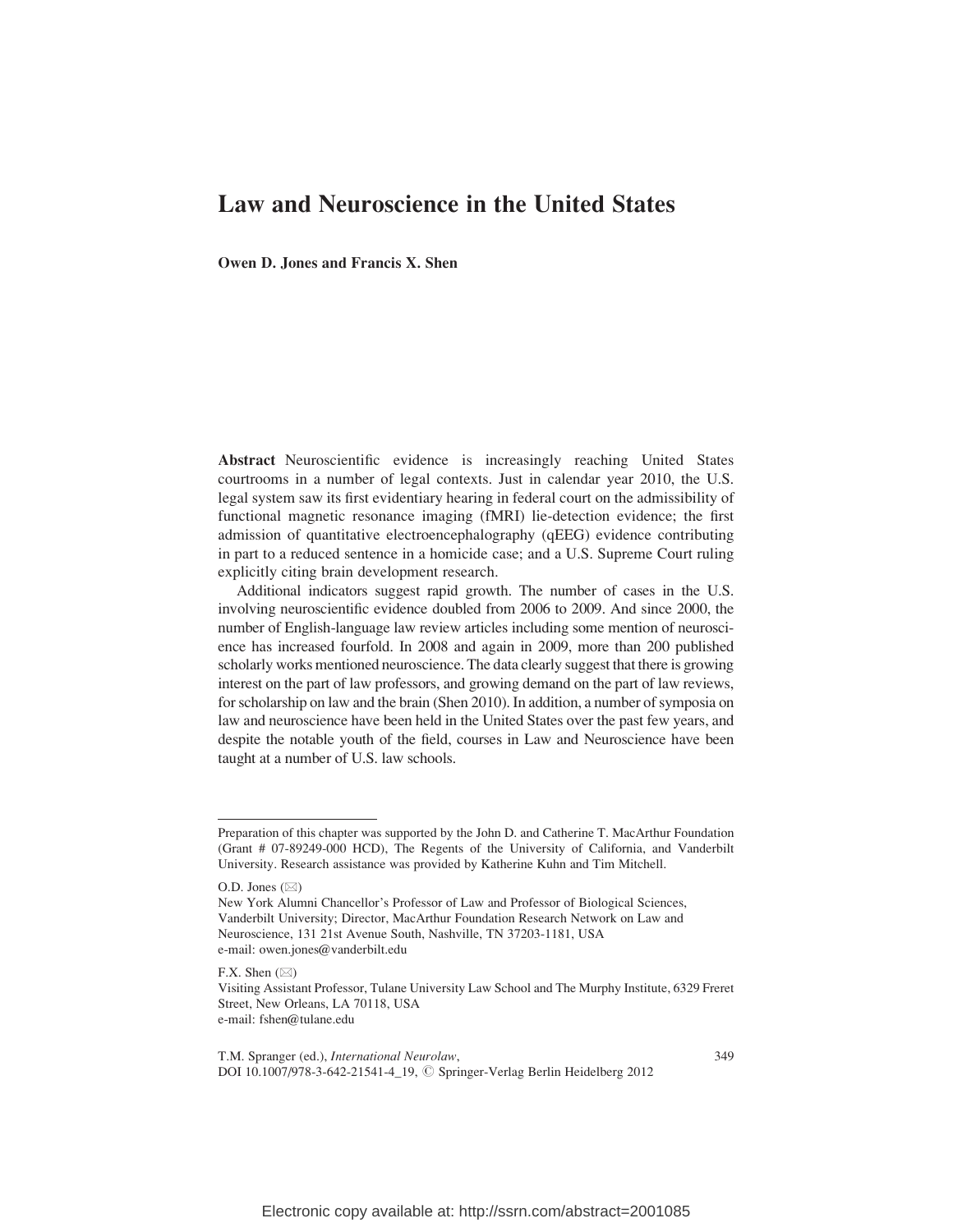# Law and Neuroscience in the United States

**Owen D. Jones and Francis X. Shen**

**Abstract** Neuroscientific evidence is increasingly reaching United States courtrooms in a number of legal contexts. Just in calendar year 2010, the U.S. legal system saw its first evidentiary hearing in federal court on the admissibility of functional magnetic resonance imaging (fMRI) lie-detection evidence; the first admission of quantitative electroencephalography (qEEG) evidence contributing in part to a reduced sentence in a homicide case; and a U.S. Supreme Court ruling explicitly citing brain development research.

Additional indicators suggest rapid growth. The number of cases in the U.S. involving neuroscientific evidence doubled from 2006 to 2009. And since 2000, the number of English-language law review articles including some mention of neuroscience has increased fourfold. In 2008 and again in 2009, more than 200 published scholarly works mentioned neuroscience. The data clearly suggest that there is growing interest on the part of law professors, and growing demand on the part of law reviews, for scholarship on law and the brain (Shen 2010). In addition, a number of symposia on law and neuroscience have been held in the United States over the past few years, and despite the notable youth of the field, courses in Law and Neuroscience have been taught at a number of U.S. law schools.

---

Preparation of this chapter was supported by the John D. and Catherine T. MacArthur Foundation (Grant # 07-89249-000 HCD), The Regents of the University of California, and Vanderbilt University. Research assistance was provided by Katherine Kuhn and Tim Mitchell.

O.D. Jones (✉)
New York Alumni Chancellor's Professor of Law and Professor of Biological Sciences, Vanderbilt University; Director, MacArthur Foundation Research Network on Law and Neuroscience, 131 21st Avenue South, Nashville, TN 37203-1181, USA
e-mail: owen.jones@vanderbilt.edu

F.X. Shen (✉)
Visiting Assistant Professor, Tulane University Law School and The Murphy Institute, 6329 Freret Street, New Orleans, LA 70118, USA
e-mail: fshen@tulane.edu

T.M. Spranger (ed.), *International Neurolaw*,
DOI 10.1007/978-3-642-21541-4_19, © Springer-Verlag Berlin Heidelberg 2012

Electronic copy available at: http://ssrn.com/abstract=2001085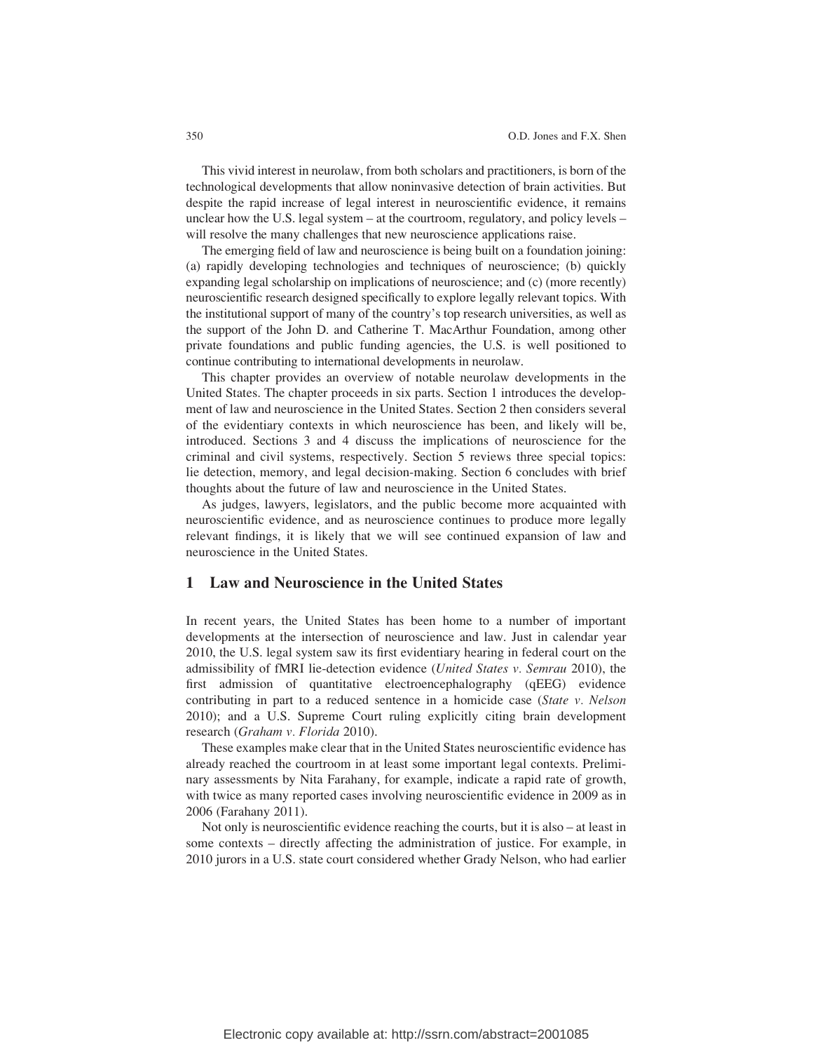This vivid interest in neurolaw, from both scholars and practitioners, is born of the technological developments that allow noninvasive detection of brain activities. But despite the rapid increase of legal interest in neuroscientific evidence, it remains unclear how the U.S. legal system – at the courtroom, regulatory, and policy levels – will resolve the many challenges that new neuroscience applications raise.

The emerging field of law and neuroscience is being built on a foundation joining: (a) rapidly developing technologies and techniques of neuroscience; (b) quickly expanding legal scholarship on implications of neuroscience; and (c) (more recently) neuroscientific research designed specifically to explore legally relevant topics. With the institutional support of many of the country's top research universities, as well as the support of the John D. and Catherine T. MacArthur Foundation, among other private foundations and public funding agencies, the U.S. is well positioned to continue contributing to international developments in neurolaw.

This chapter provides an overview of notable neurolaw developments in the United States. The chapter proceeds in six parts. Section 1 introduces the development of law and neuroscience in the United States. Section 2 then considers several of the evidentiary contexts in which neuroscience has been, and likely will be, introduced. Sections 3 and 4 discuss the implications of neuroscience for the criminal and civil systems, respectively. Section 5 reviews three special topics: lie detection, memory, and legal decision-making. Section 6 concludes with brief thoughts about the future of law and neuroscience in the United States.

As judges, lawyers, legislators, and the public become more acquainted with neuroscientific evidence, and as neuroscience continues to produce more legally relevant findings, it is likely that we will see continued expansion of law and neuroscience in the United States.

## 1 Law and Neuroscience in the United States

In recent years, the United States has been home to a number of important developments at the intersection of neuroscience and law. Just in calendar year 2010, the U.S. legal system saw its first evidentiary hearing in federal court on the admissibility of fMRI lie-detection evidence (*United States v. Semrau* 2010), the first admission of quantitative electroencephalography (qEEG) evidence contributing in part to a reduced sentence in a homicide case (*State v. Nelson* 2010); and a U.S. Supreme Court ruling explicitly citing brain development research (*Graham v. Florida* 2010).

These examples make clear that in the United States neuroscientific evidence has already reached the courtroom in at least some important legal contexts. Preliminary assessments by Nita Farahany, for example, indicate a rapid rate of growth, with twice as many reported cases involving neuroscientific evidence in 2009 as in 2006 (Farahany 2011).

Not only is neuroscientific evidence reaching the courts, but it is also – at least in some contexts – directly affecting the administration of justice. For example, in 2010 jurors in a U.S. state court considered whether Grady Nelson, who had earlier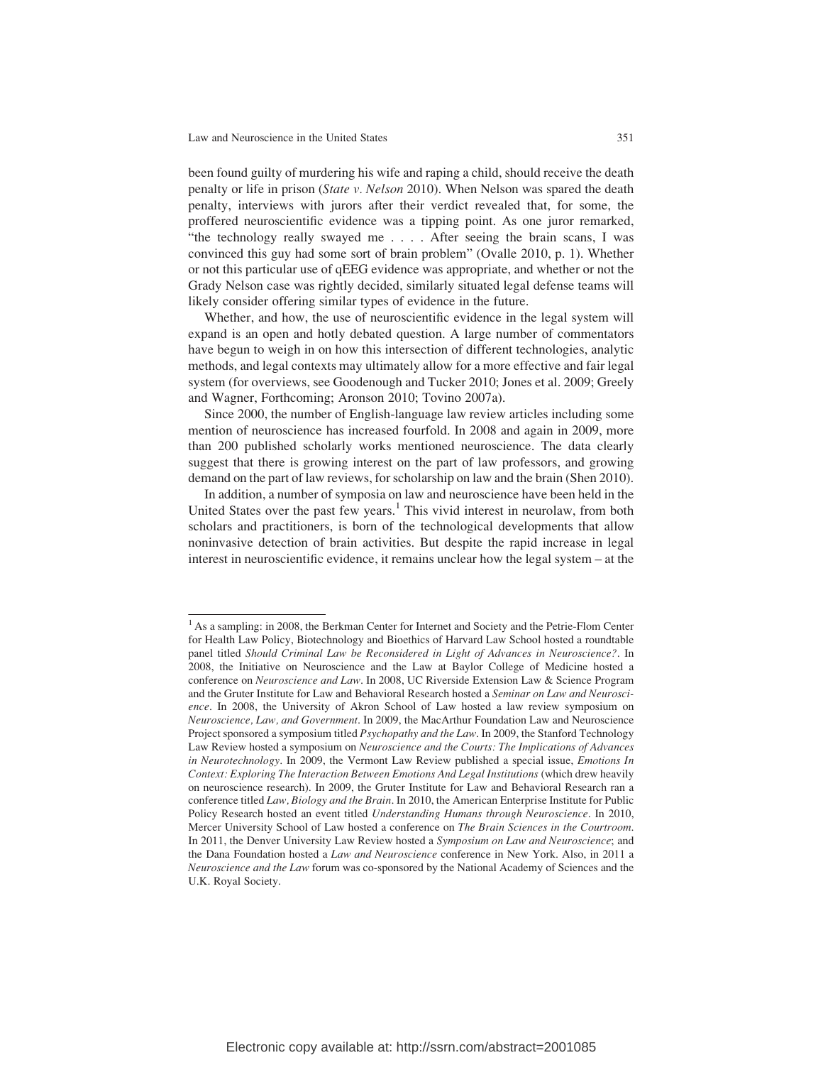been found guilty of murdering his wife and raping a child, should receive the death penalty or life in prison (*State v. Nelson* 2010). When Nelson was spared the death penalty, interviews with jurors after their verdict revealed that, for some, the proffered neuroscientific evidence was a tipping point. As one juror remarked, "the technology really swayed me . . . . After seeing the brain scans, I was convinced this guy had some sort of brain problem" (Ovalle 2010, p. 1). Whether or not this particular use of qEEG evidence was appropriate, and whether or not the Grady Nelson case was rightly decided, similarly situated legal defense teams will likely consider offering similar types of evidence in the future.

Whether, and how, the use of neuroscientific evidence in the legal system will expand is an open and hotly debated question. A large number of commentators have begun to weigh in on how this intersection of different technologies, analytic methods, and legal contexts may ultimately allow for a more effective and fair legal system (for overviews, see Goodenough and Tucker 2010; Jones et al. 2009; Greely and Wagner, Forthcoming; Aronson 2010; Tovino 2007a).

Since 2000, the number of English-language law review articles including some mention of neuroscience has increased fourfold. In 2008 and again in 2009, more than 200 published scholarly works mentioned neuroscience. The data clearly suggest that there is growing interest on the part of law professors, and growing demand on the part of law reviews, for scholarship on law and the brain (Shen 2010).

In addition, a number of symposia on law and neuroscience have been held in the United States over the past few years.[1] This vivid interest in neurolaw, from both scholars and practitioners, is born of the technological developments that allow noninvasive detection of brain activities. But despite the rapid increase in legal interest in neuroscientific evidence, it remains unclear how the legal system – at the

---

[1] As a sampling: in 2008, the Berkman Center for Internet and Society and the Petrie-Flom Center for Health Law Policy, Biotechnology and Bioethics of Harvard Law School hosted a roundtable panel titled *Should Criminal Law be Reconsidered in Light of Advances in Neuroscience?*. In 2008, the Initiative on Neuroscience and the Law at Baylor College of Medicine hosted a conference on *Neuroscience and Law*. In 2008, UC Riverside Extension Law & Science Program and the Gruter Institute for Law and Behavioral Research hosted a *Seminar on Law and Neuroscience*. In 2008, the University of Akron School of Law hosted a law review symposium on *Neuroscience, Law, and Government*. In 2009, the MacArthur Foundation Law and Neuroscience Project sponsored a symposium titled *Psychopathy and the Law*. In 2009, the Stanford Technology Law Review hosted a symposium on *Neuroscience and the Courts: The Implications of Advances in Neurotechnology*. In 2009, the Vermont Law Review published a special issue, *Emotions In Context: Exploring The Interaction Between Emotions And Legal Institutions* (which drew heavily on neuroscience research). In 2009, the Gruter Institute for Law and Behavioral Research ran a conference titled *Law, Biology and the Brain*. In 2010, the American Enterprise Institute for Public Policy Research hosted an event titled *Understanding Humans through Neuroscience*. In 2010, Mercer University School of Law hosted a conference on *The Brain Sciences in the Courtroom*. In 2011, the Denver University Law Review hosted a *Symposium on Law and Neuroscience*; and the Dana Foundation hosted a *Law and Neuroscience* conference in New York. Also, in 2011 a *Neuroscience and the Law* forum was co-sponsored by the National Academy of Sciences and the U.K. Royal Society.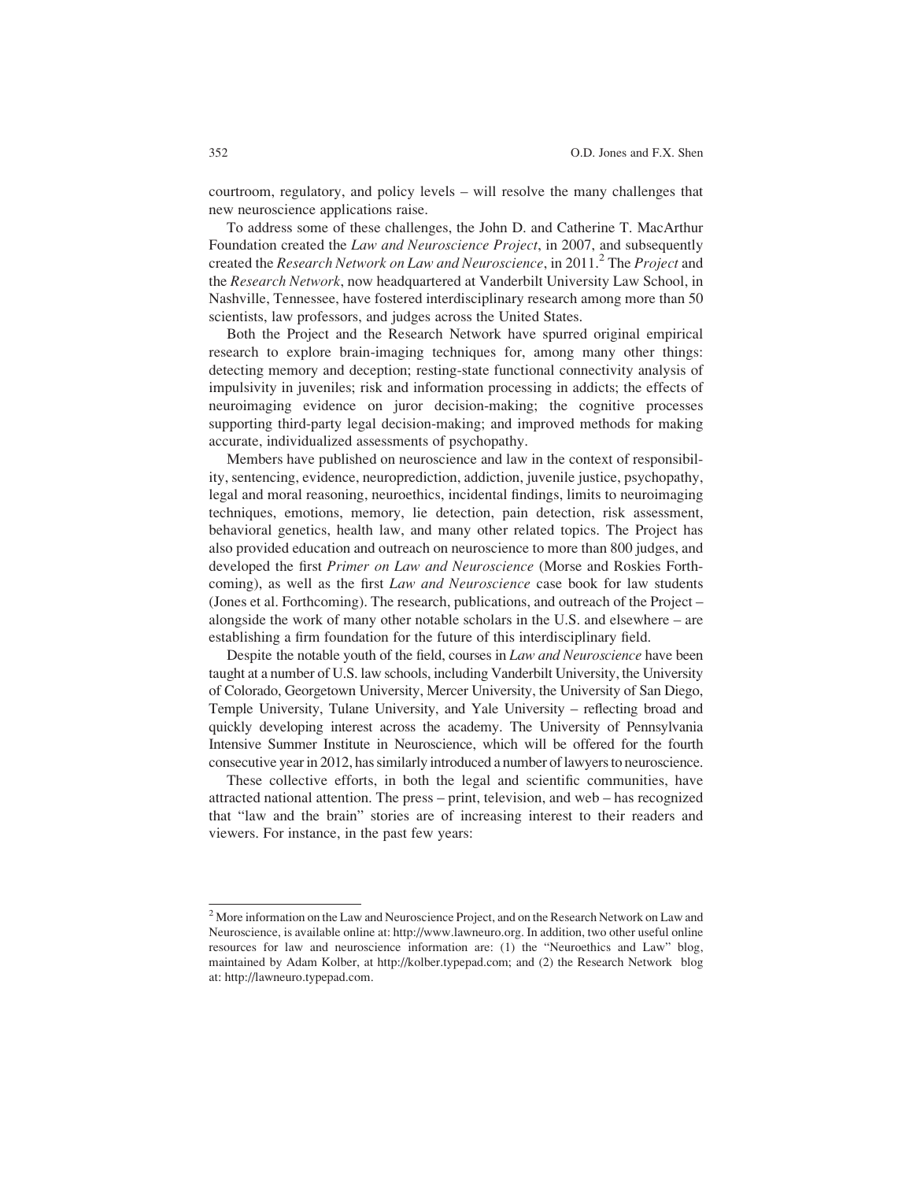courtroom, regulatory, and policy levels – will resolve the many challenges that new neuroscience applications raise.

To address some of these challenges, the John D. and Catherine T. MacArthur Foundation created the *Law and Neuroscience Project*, in 2007, and subsequently created the *Research Network on Law and Neuroscience*, in 2011.[2] The *Project* and the *Research Network*, now headquartered at Vanderbilt University Law School, in Nashville, Tennessee, have fostered interdisciplinary research among more than 50 scientists, law professors, and judges across the United States.

Both the Project and the Research Network have spurred original empirical research to explore brain-imaging techniques for, among many other things: detecting memory and deception; resting-state functional connectivity analysis of impulsivity in juveniles; risk and information processing in addicts; the effects of neuroimaging evidence on juror decision-making; the cognitive processes supporting third-party legal decision-making; and improved methods for making accurate, individualized assessments of psychopathy.

Members have published on neuroscience and law in the context of responsibility, sentencing, evidence, neuroprediction, addiction, juvenile justice, psychopathy, legal and moral reasoning, neuroethics, incidental findings, limits to neuroimaging techniques, emotions, memory, lie detection, pain detection, risk assessment, behavioral genetics, health law, and many other related topics. The Project has also provided education and outreach on neuroscience to more than 800 judges, and developed the first *Primer on Law and Neuroscience* (Morse and Roskies Forthcoming), as well as the first *Law and Neuroscience* case book for law students (Jones et al. Forthcoming). The research, publications, and outreach of the Project – alongside the work of many other notable scholars in the U.S. and elsewhere – are establishing a firm foundation for the future of this interdisciplinary field.

Despite the notable youth of the field, courses in *Law and Neuroscience* have been taught at a number of U.S. law schools, including Vanderbilt University, the University of Colorado, Georgetown University, Mercer University, the University of San Diego, Temple University, Tulane University, and Yale University – reflecting broad and quickly developing interest across the academy. The University of Pennsylvania Intensive Summer Institute in Neuroscience, which will be offered for the fourth consecutive year in 2012, has similarly introduced a number of lawyers to neuroscience.

These collective efforts, in both the legal and scientific communities, have attracted national attention. The press – print, television, and web – has recognized that "law and the brain" stories are of increasing interest to their readers and viewers. For instance, in the past few years:

---

[2] More information on the Law and Neuroscience Project, and on the Research Network on Law and Neuroscience, is available online at: http://www.lawneuro.org. In addition, two other useful online resources for law and neuroscience information are: (1) the "Neuroethics and Law" blog, maintained by Adam Kolber, at http://kolber.typepad.com; and (2) the Research Network blog at: http://lawneuro.typepad.com.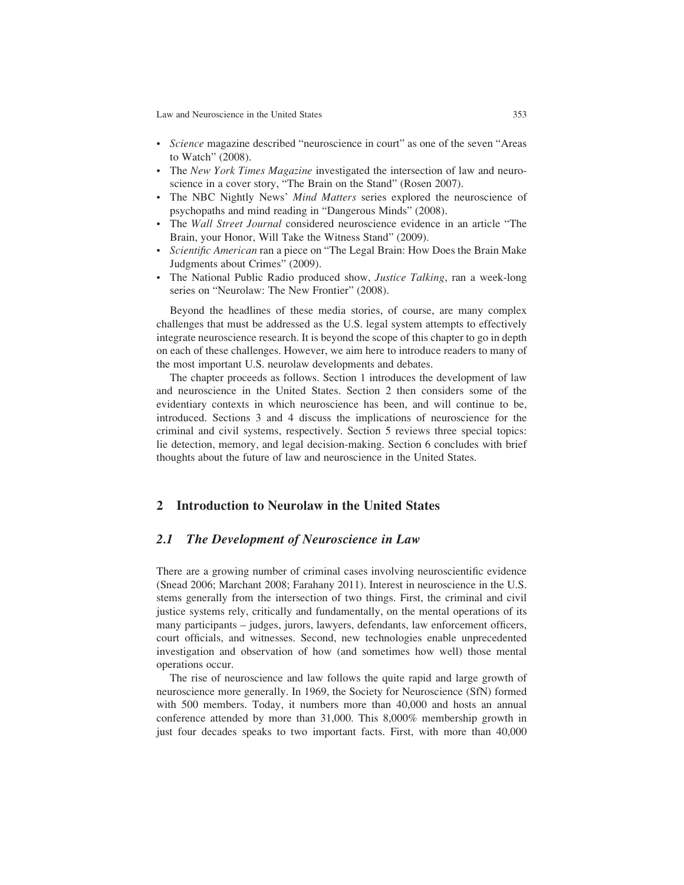- *Science* magazine described "neuroscience in court" as one of the seven "Areas to Watch" (2008).
- The *New York Times Magazine* investigated the intersection of law and neuroscience in a cover story, "The Brain on the Stand" (Rosen 2007).
- The NBC Nightly News' *Mind Matters* series explored the neuroscience of psychopaths and mind reading in "Dangerous Minds" (2008).
- The *Wall Street Journal* considered neuroscience evidence in an article "The Brain, your Honor, Will Take the Witness Stand" (2009).
- *Scientific American* ran a piece on "The Legal Brain: How Does the Brain Make Judgments about Crimes" (2009).
- The National Public Radio produced show, *Justice Talking*, ran a week-long series on "Neurolaw: The New Frontier" (2008).

Beyond the headlines of these media stories, of course, are many complex challenges that must be addressed as the U.S. legal system attempts to effectively integrate neuroscience research. It is beyond the scope of this chapter to go in depth on each of these challenges. However, we aim here to introduce readers to many of the most important U.S. neurolaw developments and debates.

The chapter proceeds as follows. Section 1 introduces the development of law and neuroscience in the United States. Section 2 then considers some of the evidentiary contexts in which neuroscience has been, and will continue to be, introduced. Sections 3 and 4 discuss the implications of neuroscience for the criminal and civil systems, respectively. Section 5 reviews three special topics: lie detection, memory, and legal decision-making. Section 6 concludes with brief thoughts about the future of law and neuroscience in the United States.

## 2 Introduction to Neurolaw in the United States

### *2.1 The Development of Neuroscience in Law*

There are a growing number of criminal cases involving neuroscientific evidence (Snead 2006; Marchant 2008; Farahany 2011). Interest in neuroscience in the U.S. stems generally from the intersection of two things. First, the criminal and civil justice systems rely, critically and fundamentally, on the mental operations of its many participants – judges, jurors, lawyers, defendants, law enforcement officers, court officials, and witnesses. Second, new technologies enable unprecedented investigation and observation of how (and sometimes how well) those mental operations occur.

The rise of neuroscience and law follows the quite rapid and large growth of neuroscience more generally. In 1969, the Society for Neuroscience (SfN) formed with 500 members. Today, it numbers more than 40,000 and hosts an annual conference attended by more than 31,000. This 8,000% membership growth in just four decades speaks to two important facts. First, with more than 40,000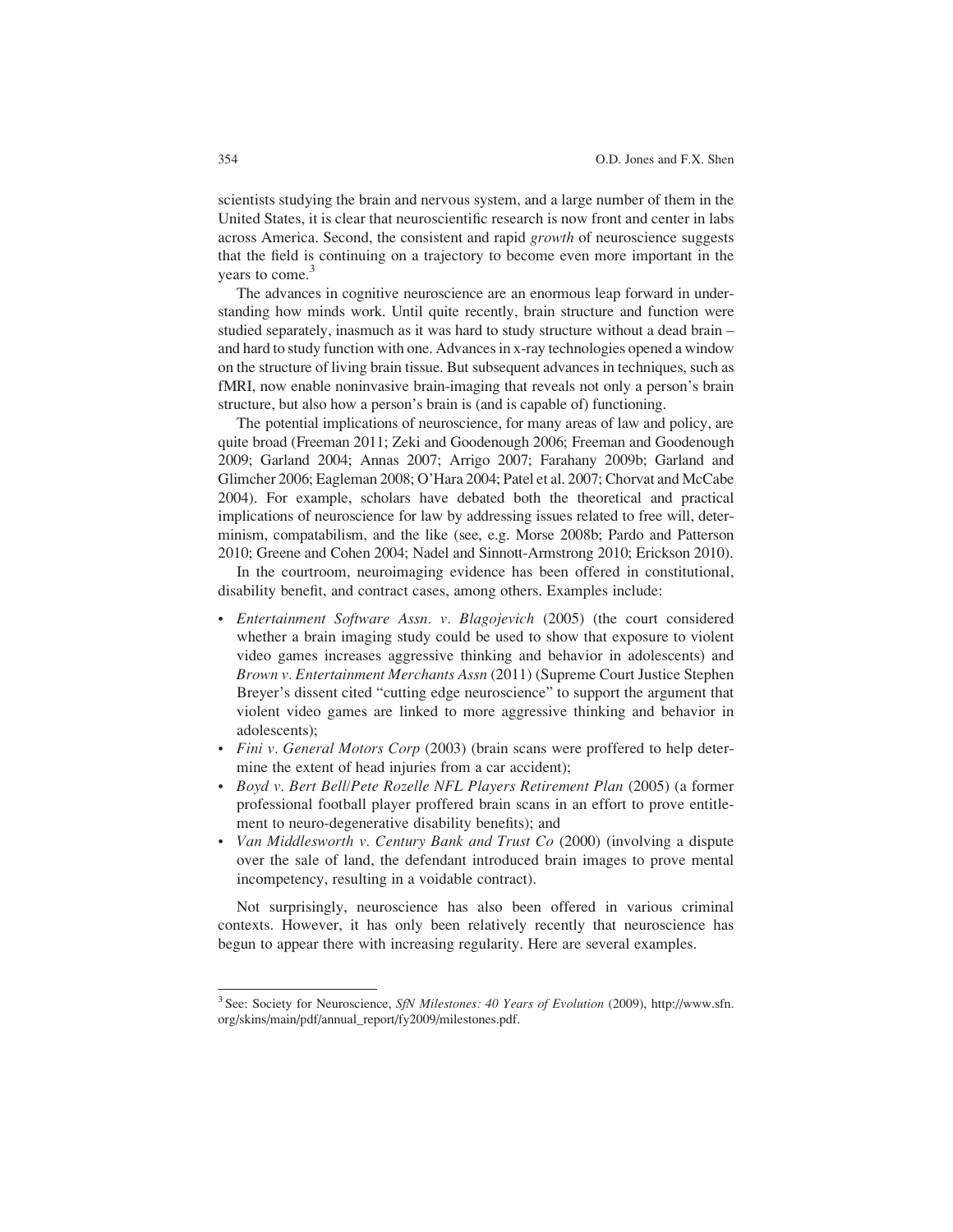scientists studying the brain and nervous system, and a large number of them in the United States, it is clear that neuroscientific research is now front and center in labs across America. Second, the consistent and rapid *growth* of neuroscience suggests that the field is continuing on a trajectory to become even more important in the years to come.[3]

The advances in cognitive neuroscience are an enormous leap forward in understanding how minds work. Until quite recently, brain structure and function were studied separately, inasmuch as it was hard to study structure without a dead brain – and hard to study function with one. Advances in x-ray technologies opened a window on the structure of living brain tissue. But subsequent advances in techniques, such as fMRI, now enable noninvasive brain-imaging that reveals not only a person's brain structure, but also how a person's brain is (and is capable of) functioning.

The potential implications of neuroscience, for many areas of law and policy, are quite broad (Freeman 2011; Zeki and Goodenough 2006; Freeman and Goodenough 2009; Garland 2004; Annas 2007; Arrigo 2007; Farahany 2009b; Garland and Glimcher 2006; Eagleman 2008; O'Hara 2004; Patel et al. 2007; Chorvat and McCabe 2004). For example, scholars have debated both the theoretical and practical implications of neuroscience for law by addressing issues related to free will, determinism, compatabilism, and the like (see, e.g. Morse 2008b; Pardo and Patterson 2010; Greene and Cohen 2004; Nadel and Sinnott-Armstrong 2010; Erickson 2010).

In the courtroom, neuroimaging evidence has been offered in constitutional, disability benefit, and contract cases, among others. Examples include:

- *Entertainment Software Assn. v. Blagojevich* (2005) (the court considered whether a brain imaging study could be used to show that exposure to violent video games increases aggressive thinking and behavior in adolescents) and *Brown v. Entertainment Merchants Assn* (2011) (Supreme Court Justice Stephen Breyer's dissent cited "cutting edge neuroscience" to support the argument that violent video games are linked to more aggressive thinking and behavior in adolescents);
- *Fini v. General Motors Corp* (2003) (brain scans were proffered to help determine the extent of head injuries from a car accident);
- *Boyd v. Bert Bell/Pete Rozelle NFL Players Retirement Plan* (2005) (a former professional football player proffered brain scans in an effort to prove entitlement to neuro-degenerative disability benefits); and
- *Van Middlesworth v. Century Bank and Trust Co* (2000) (involving a dispute over the sale of land, the defendant introduced brain images to prove mental incompetency, resulting in a voidable contract).

Not surprisingly, neuroscience has also been offered in various criminal contexts. However, it has only been relatively recently that neuroscience has begun to appear there with increasing regularity. Here are several examples.

[3] See: Society for Neuroscience, *SfN Milestones: 40 Years of Evolution* (2009), http://www.sfn.org/skins/main/pdf/annual_report/fy2009/milestones.pdf.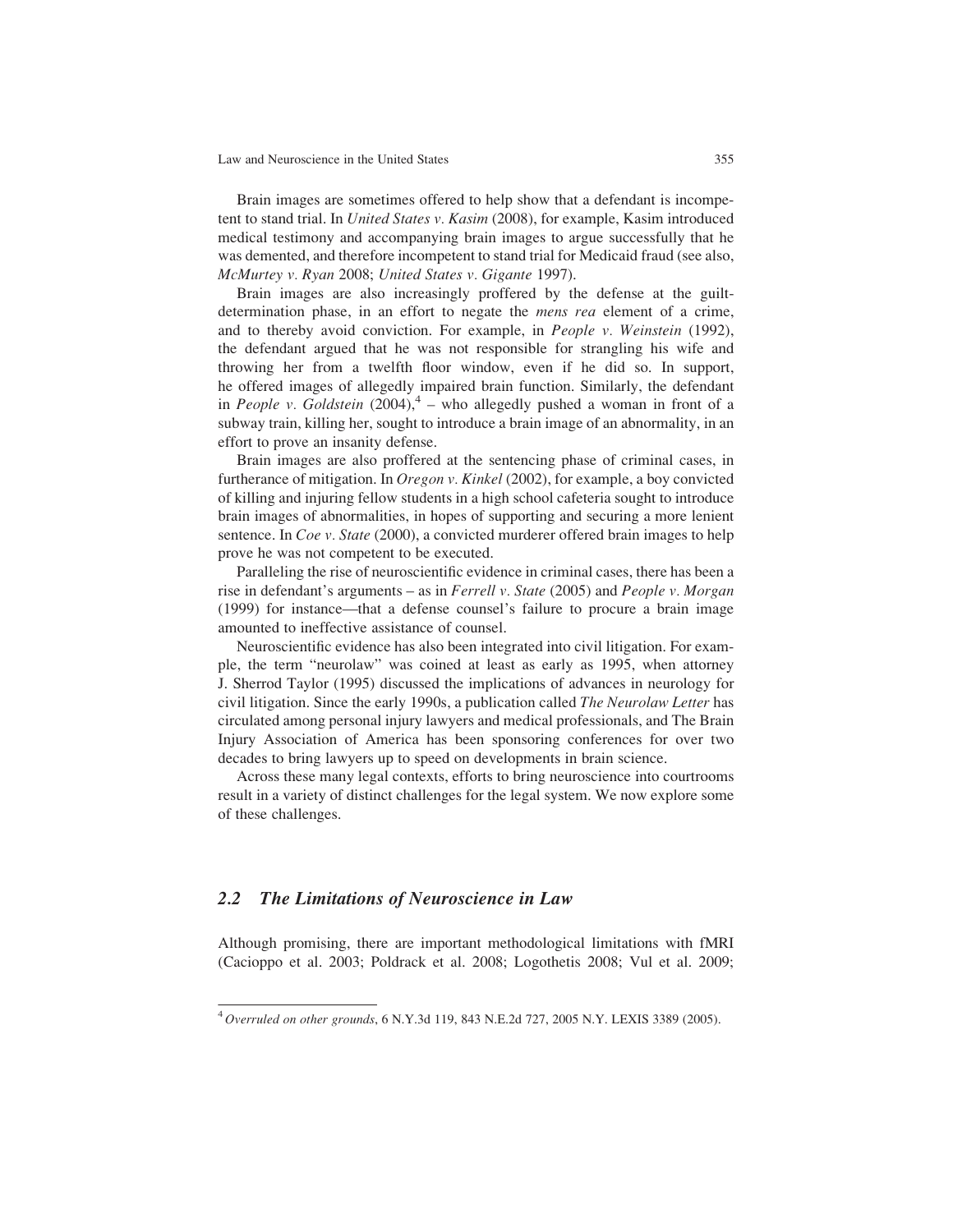Brain images are sometimes offered to help show that a defendant is incompetent to stand trial. In *United States v. Kasim* (2008), for example, Kasim introduced medical testimony and accompanying brain images to argue successfully that he was demented, and therefore incompetent to stand trial for Medicaid fraud (see also, *McMurtey v. Ryan* 2008; *United States v. Gigante* 1997).

Brain images are also increasingly proffered by the defense at the guilt-determination phase, in an effort to negate the *mens rea* element of a crime, and to thereby avoid conviction. For example, in *People v. Weinstein* (1992), the defendant argued that he was not responsible for strangling his wife and throwing her from a twelfth floor window, even if he did so. In support, he offered images of allegedly impaired brain function. Similarly, the defendant in *People v. Goldstein* (2004),[4] – who allegedly pushed a woman in front of a subway train, killing her, sought to introduce a brain image of an abnormality, in an effort to prove an insanity defense.

Brain images are also proffered at the sentencing phase of criminal cases, in furtherance of mitigation. In *Oregon v. Kinkel* (2002), for example, a boy convicted of killing and injuring fellow students in a high school cafeteria sought to introduce brain images of abnormalities, in hopes of supporting and securing a more lenient sentence. In *Coe v. State* (2000), a convicted murderer offered brain images to help prove he was not competent to be executed.

Paralleling the rise of neuroscientific evidence in criminal cases, there has been a rise in defendant's arguments – as in *Ferrell v. State* (2005) and *People v. Morgan* (1999) for instance—that a defense counsel's failure to procure a brain image amounted to ineffective assistance of counsel.

Neuroscientific evidence has also been integrated into civil litigation. For example, the term "neurolaw" was coined at least as early as 1995, when attorney J. Sherrod Taylor (1995) discussed the implications of advances in neurology for civil litigation. Since the early 1990s, a publication called *The Neurolaw Letter* has circulated among personal injury lawyers and medical professionals, and The Brain Injury Association of America has been sponsoring conferences for over two decades to bring lawyers up to speed on developments in brain science.

Across these many legal contexts, efforts to bring neuroscience into courtrooms result in a variety of distinct challenges for the legal system. We now explore some of these challenges.

## 2.2 The Limitations of Neuroscience in Law

Although promising, there are important methodological limitations with fMRI (Cacioppo et al. 2003; Poldrack et al. 2008; Logothetis 2008; Vul et al. 2009;

[4] *Overruled on other grounds*, 6 N.Y.3d 119, 843 N.E.2d 727, 2005 N.Y. LEXIS 3389 (2005).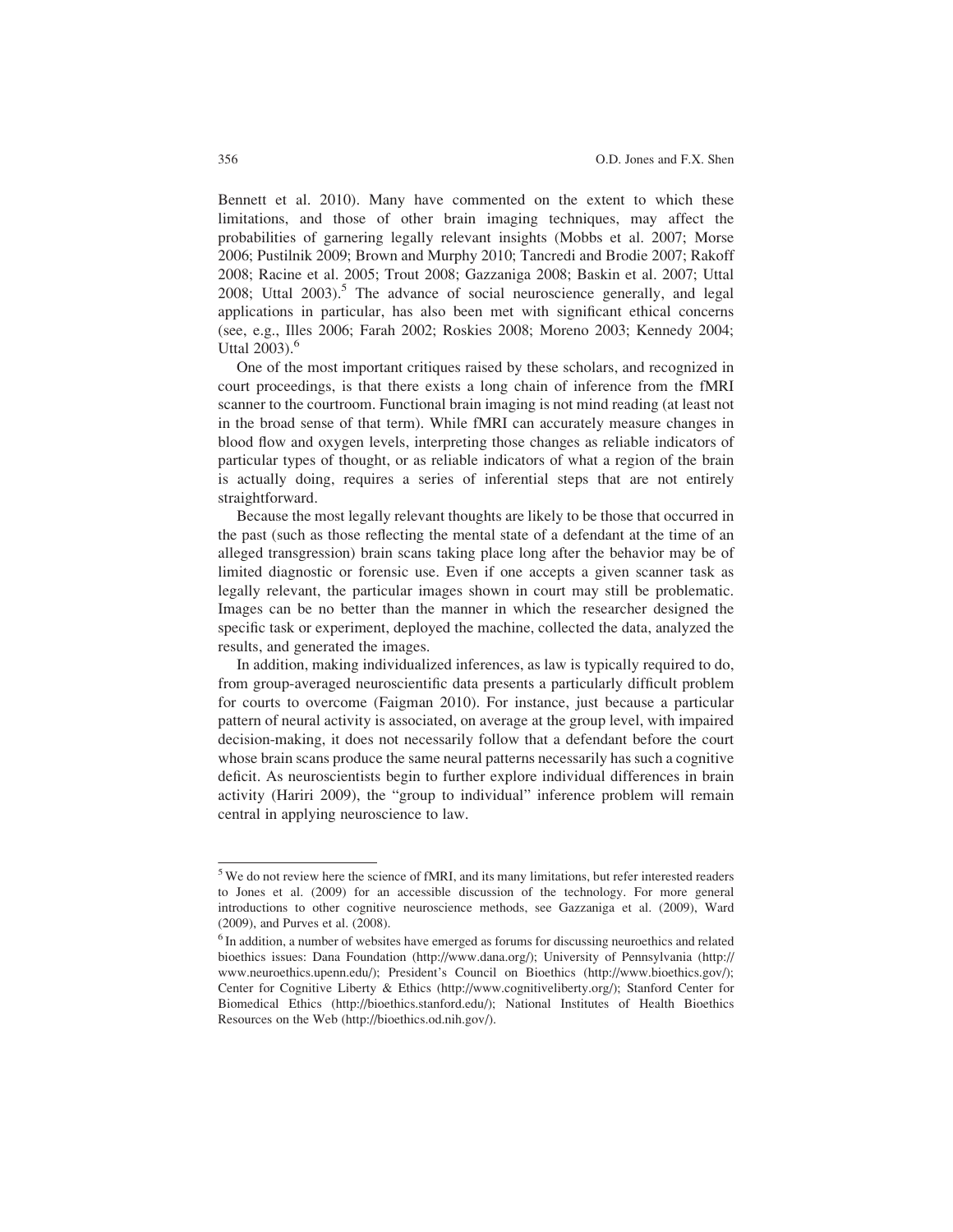Bennett et al. 2010). Many have commented on the extent to which these limitations, and those of other brain imaging techniques, may affect the probabilities of garnering legally relevant insights (Mobbs et al. 2007; Morse 2006; Pustilnik 2009; Brown and Murphy 2010; Tancredi and Brodie 2007; Rakoff 2008; Racine et al. 2005; Trout 2008; Gazzaniga 2008; Baskin et al. 2007; Uttal 2008; Uttal 2003).[5] The advance of social neuroscience generally, and legal applications in particular, has also been met with significant ethical concerns (see, e.g., Illes 2006; Farah 2002; Roskies 2008; Moreno 2003; Kennedy 2004; Uttal 2003).[6]

One of the most important critiques raised by these scholars, and recognized in court proceedings, is that there exists a long chain of inference from the fMRI scanner to the courtroom. Functional brain imaging is not mind reading (at least not in the broad sense of that term). While fMRI can accurately measure changes in blood flow and oxygen levels, interpreting those changes as reliable indicators of particular types of thought, or as reliable indicators of what a region of the brain is actually doing, requires a series of inferential steps that are not entirely straightforward.

Because the most legally relevant thoughts are likely to be those that occurred in the past (such as those reflecting the mental state of a defendant at the time of an alleged transgression) brain scans taking place long after the behavior may be of limited diagnostic or forensic use. Even if one accepts a given scanner task as legally relevant, the particular images shown in court may still be problematic. Images can be no better than the manner in which the researcher designed the specific task or experiment, deployed the machine, collected the data, analyzed the results, and generated the images.

In addition, making individualized inferences, as law is typically required to do, from group-averaged neuroscientific data presents a particularly difficult problem for courts to overcome (Faigman 2010). For instance, just because a particular pattern of neural activity is associated, on average at the group level, with impaired decision-making, it does not necessarily follow that a defendant before the court whose brain scans produce the same neural patterns necessarily has such a cognitive deficit. As neuroscientists begin to further explore individual differences in brain activity (Hariri 2009), the "group to individual" inference problem will remain central in applying neuroscience to law.

---

[5] We do not review here the science of fMRI, and its many limitations, but refer interested readers to Jones et al. (2009) for an accessible discussion of the technology. For more general introductions to other cognitive neuroscience methods, see Gazzaniga et al. (2009), Ward (2009), and Purves et al. (2008).

[6] In addition, a number of websites have emerged as forums for discussing neuroethics and related bioethics issues: Dana Foundation (http://www.dana.org/); University of Pennsylvania (http://www.neuroethics.upenn.edu/); President's Council on Bioethics (http://www.bioethics.gov/); Center for Cognitive Liberty & Ethics (http://www.cognitiveliberty.org/); Stanford Center for Biomedical Ethics (http://bioethics.stanford.edu/); National Institutes of Health Bioethics Resources on the Web (http://bioethics.od.nih.gov/).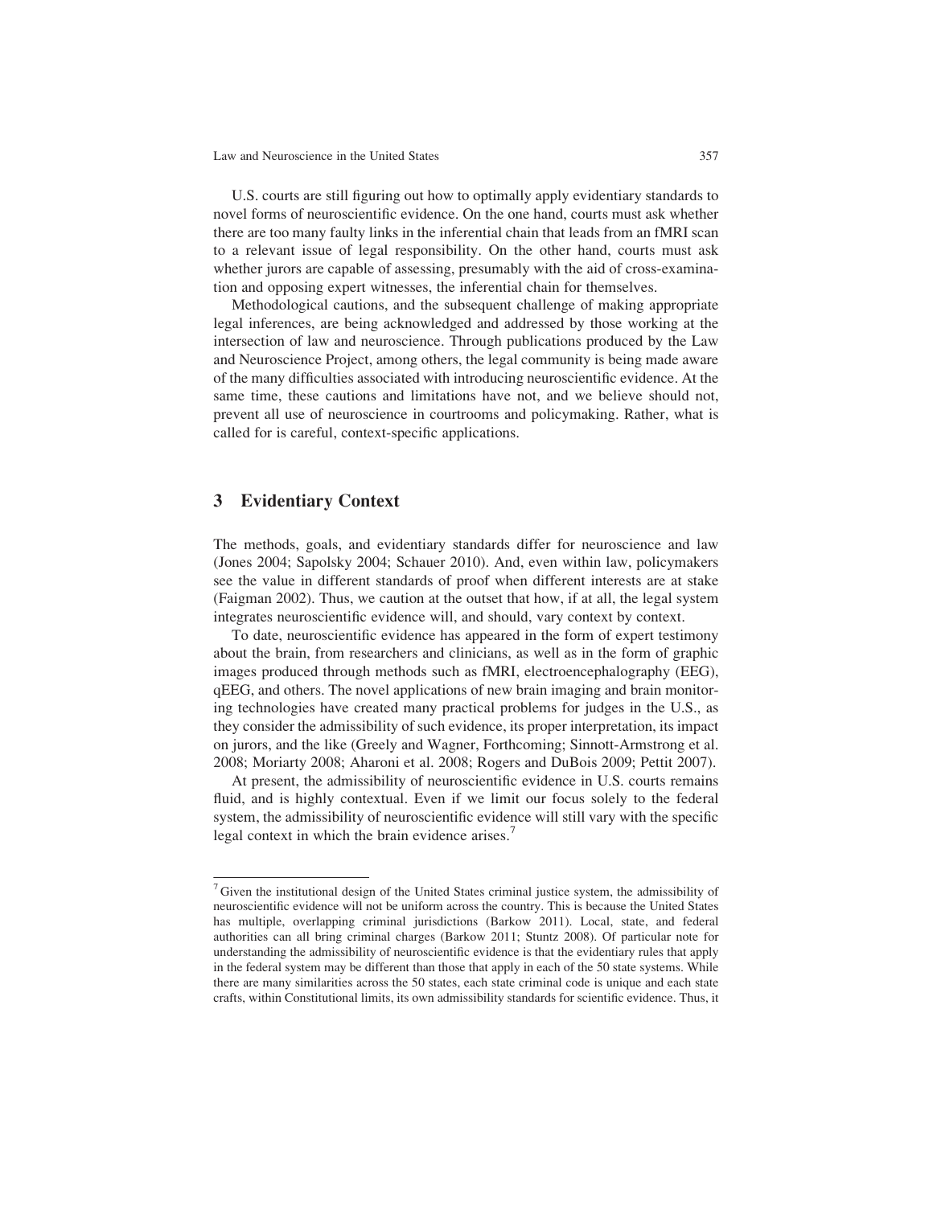U.S. courts are still figuring out how to optimally apply evidentiary standards to novel forms of neuroscientific evidence. On the one hand, courts must ask whether there are too many faulty links in the inferential chain that leads from an fMRI scan to a relevant issue of legal responsibility. On the other hand, courts must ask whether jurors are capable of assessing, presumably with the aid of cross-examination and opposing expert witnesses, the inferential chain for themselves.

Methodological cautions, and the subsequent challenge of making appropriate legal inferences, are being acknowledged and addressed by those working at the intersection of law and neuroscience. Through publications produced by the Law and Neuroscience Project, among others, the legal community is being made aware of the many difficulties associated with introducing neuroscientific evidence. At the same time, these cautions and limitations have not, and we believe should not, prevent all use of neuroscience in courtrooms and policymaking. Rather, what is called for is careful, context-specific applications.

## 3 Evidentiary Context

The methods, goals, and evidentiary standards differ for neuroscience and law (Jones 2004; Sapolsky 2004; Schauer 2010). And, even within law, policymakers see the value in different standards of proof when different interests are at stake (Faigman 2002). Thus, we caution at the outset that how, if at all, the legal system integrates neuroscientific evidence will, and should, vary context by context.

To date, neuroscientific evidence has appeared in the form of expert testimony about the brain, from researchers and clinicians, as well as in the form of graphic images produced through methods such as fMRI, electroencephalography (EEG), qEEG, and others. The novel applications of new brain imaging and brain monitoring technologies have created many practical problems for judges in the U.S., as they consider the admissibility of such evidence, its proper interpretation, its impact on jurors, and the like (Greely and Wagner, Forthcoming; Sinnott-Armstrong et al. 2008; Moriarty 2008; Aharoni et al. 2008; Rogers and DuBois 2009; Pettit 2007).

At present, the admissibility of neuroscientific evidence in U.S. courts remains fluid, and is highly contextual. Even if we limit our focus solely to the federal system, the admissibility of neuroscientific evidence will still vary with the specific legal context in which the brain evidence arises.[7]

---

[7] Given the institutional design of the United States criminal justice system, the admissibility of neuroscientific evidence will not be uniform across the country. This is because the United States has multiple, overlapping criminal jurisdictions (Barkow 2011). Local, state, and federal authorities can all bring criminal charges (Barkow 2011; Stuntz 2008). Of particular note for understanding the admissibility of neuroscientific evidence is that the evidentiary rules that apply in the federal system may be different than those that apply in each of the 50 state systems. While there are many similarities across the 50 states, each state criminal code is unique and each state crafts, within Constitutional limits, its own admissibility standards for scientific evidence. Thus, it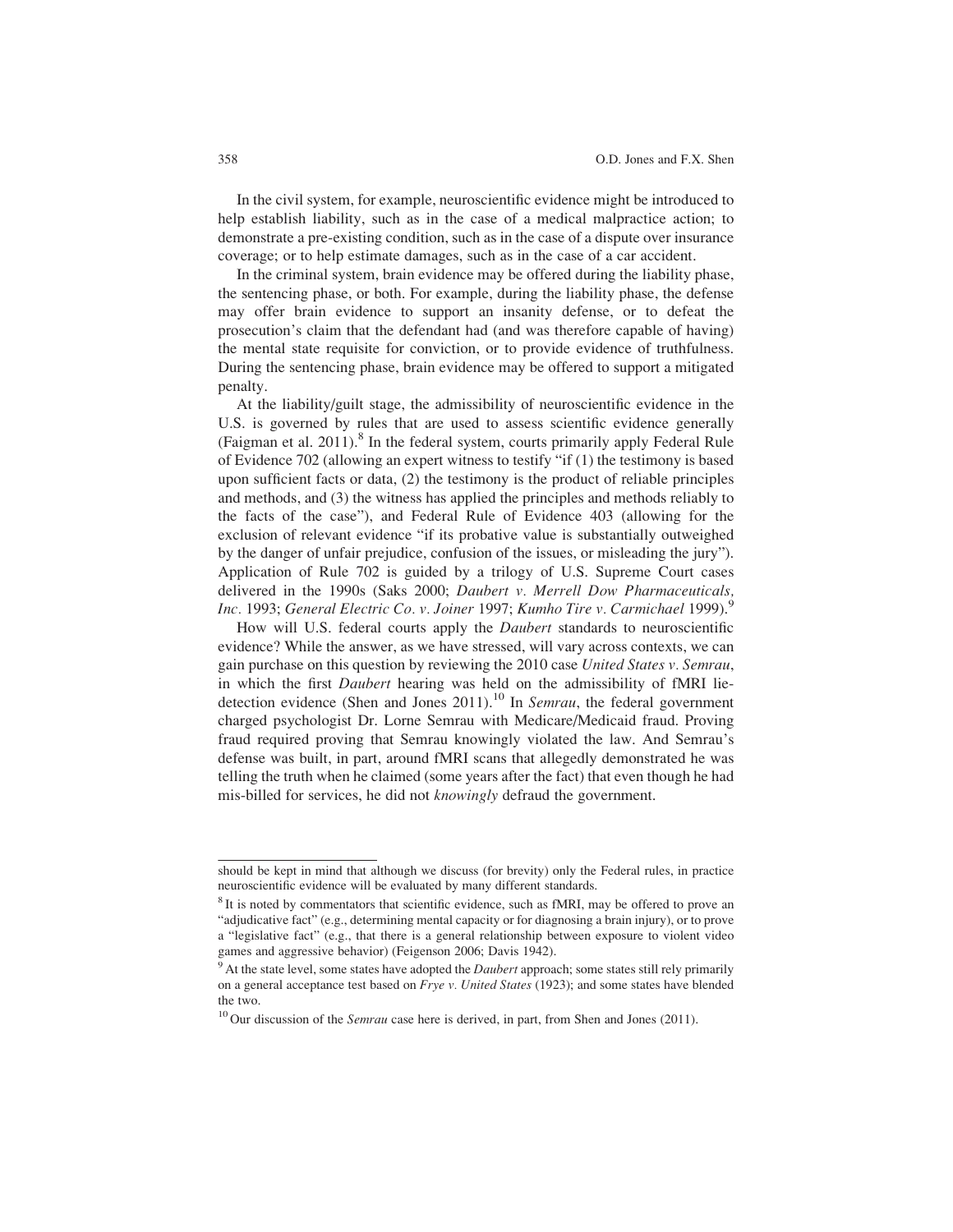In the civil system, for example, neuroscientific evidence might be introduced to help establish liability, such as in the case of a medical malpractice action; to demonstrate a pre-existing condition, such as in the case of a dispute over insurance coverage; or to help estimate damages, such as in the case of a car accident.

In the criminal system, brain evidence may be offered during the liability phase, the sentencing phase, or both. For example, during the liability phase, the defense may offer brain evidence to support an insanity defense, or to defeat the prosecution's claim that the defendant had (and was therefore capable of having) the mental state requisite for conviction, or to provide evidence of truthfulness. During the sentencing phase, brain evidence may be offered to support a mitigated penalty.

At the liability/guilt stage, the admissibility of neuroscientific evidence in the U.S. is governed by rules that are used to assess scientific evidence generally (Faigman et al. 2011).[8] In the federal system, courts primarily apply Federal Rule of Evidence 702 (allowing an expert witness to testify "if (1) the testimony is based upon sufficient facts or data, (2) the testimony is the product of reliable principles and methods, and (3) the witness has applied the principles and methods reliably to the facts of the case"), and Federal Rule of Evidence 403 (allowing for the exclusion of relevant evidence "if its probative value is substantially outweighed by the danger of unfair prejudice, confusion of the issues, or misleading the jury"). Application of Rule 702 is guided by a trilogy of U.S. Supreme Court cases delivered in the 1990s (Saks 2000; *Daubert v. Merrell Dow Pharmaceuticals, Inc.* 1993; *General Electric Co. v. Joiner* 1997; *Kumho Tire v. Carmichael* 1999).[9]

How will U.S. federal courts apply the *Daubert* standards to neuroscientific evidence? While the answer, as we have stressed, will vary across contexts, we can gain purchase on this question by reviewing the 2010 case *United States v. Semrau*, in which the first *Daubert* hearing was held on the admissibility of fMRI lie-detection evidence (Shen and Jones 2011).[10] In *Semrau*, the federal government charged psychologist Dr. Lorne Semrau with Medicare/Medicaid fraud. Proving fraud required proving that Semrau knowingly violated the law. And Semrau's defense was built, in part, around fMRI scans that allegedly demonstrated he was telling the truth when he claimed (some years after the fact) that even though he had mis-billed for services, he did not *knowingly* defraud the government.

---

should be kept in mind that although we discuss (for brevity) only the Federal rules, in practice neuroscientific evidence will be evaluated by many different standards.

[8] It is noted by commentators that scientific evidence, such as fMRI, may be offered to prove an "adjudicative fact" (e.g., determining mental capacity or for diagnosing a brain injury), or to prove a "legislative fact" (e.g., that there is a general relationship between exposure to violent video games and aggressive behavior) (Feigenson 2006; Davis 1942).

[9] At the state level, some states have adopted the *Daubert* approach; some states still rely primarily on a general acceptance test based on *Frye v. United States* (1923); and some states have blended the two.

[10] Our discussion of the *Semrau* case here is derived, in part, from Shen and Jones (2011).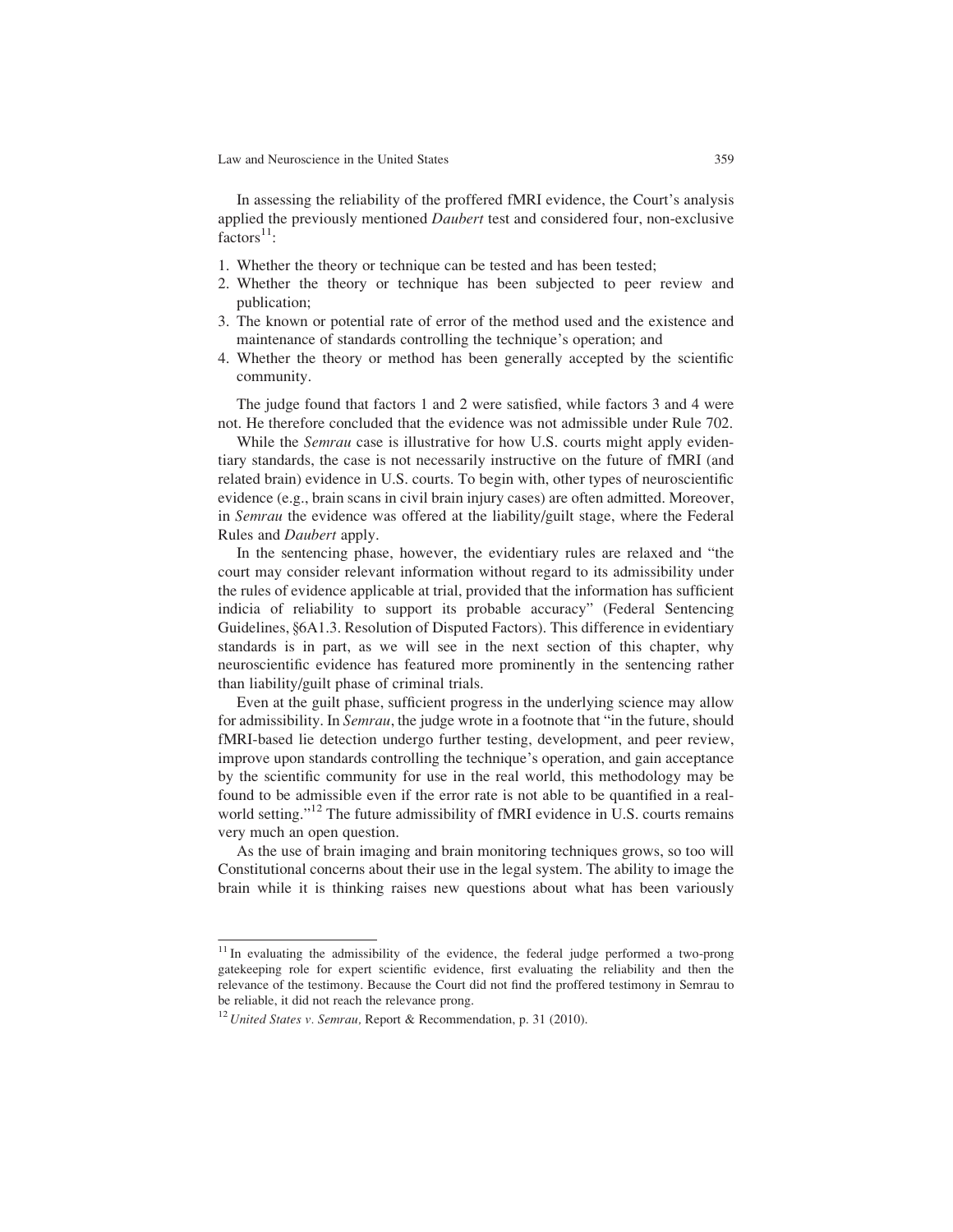In assessing the reliability of the proffered fMRI evidence, the Court's analysis applied the previously mentioned *Daubert* test and considered four, non-exclusive factors[11]:

1. Whether the theory or technique can be tested and has been tested;
2. Whether the theory or technique has been subjected to peer review and publication;
3. The known or potential rate of error of the method used and the existence and maintenance of standards controlling the technique's operation; and
4. Whether the theory or method has been generally accepted by the scientific community.

The judge found that factors 1 and 2 were satisfied, while factors 3 and 4 were not. He therefore concluded that the evidence was not admissible under Rule 702.

While the *Semrau* case is illustrative for how U.S. courts might apply evidentiary standards, the case is not necessarily instructive on the future of fMRI (and related brain) evidence in U.S. courts. To begin with, other types of neuroscientific evidence (e.g., brain scans in civil brain injury cases) are often admitted. Moreover, in *Semrau* the evidence was offered at the liability/guilt stage, where the Federal Rules and *Daubert* apply.

In the sentencing phase, however, the evidentiary rules are relaxed and "the court may consider relevant information without regard to its admissibility under the rules of evidence applicable at trial, provided that the information has sufficient indicia of reliability to support its probable accuracy" (Federal Sentencing Guidelines, §6A1.3. Resolution of Disputed Factors). This difference in evidentiary standards is in part, as we will see in the next section of this chapter, why neuroscientific evidence has featured more prominently in the sentencing rather than liability/guilt phase of criminal trials.

Even at the guilt phase, sufficient progress in the underlying science may allow for admissibility. In *Semrau*, the judge wrote in a footnote that "in the future, should fMRI-based lie detection undergo further testing, development, and peer review, improve upon standards controlling the technique's operation, and gain acceptance by the scientific community for use in the real world, this methodology may be found to be admissible even if the error rate is not able to be quantified in a real-world setting."[12] The future admissibility of fMRI evidence in U.S. courts remains very much an open question.

As the use of brain imaging and brain monitoring techniques grows, so too will Constitutional concerns about their use in the legal system. The ability to image the brain while it is thinking raises new questions about what has been variously

---

[11] In evaluating the admissibility of the evidence, the federal judge performed a two-prong gatekeeping role for expert scientific evidence, first evaluating the reliability and then the relevance of the testimony. Because the Court did not find the proffered testimony in Semrau to be reliable, it did not reach the relevance prong.

[12] *United States v. Semrau,* Report & Recommendation, p. 31 (2010).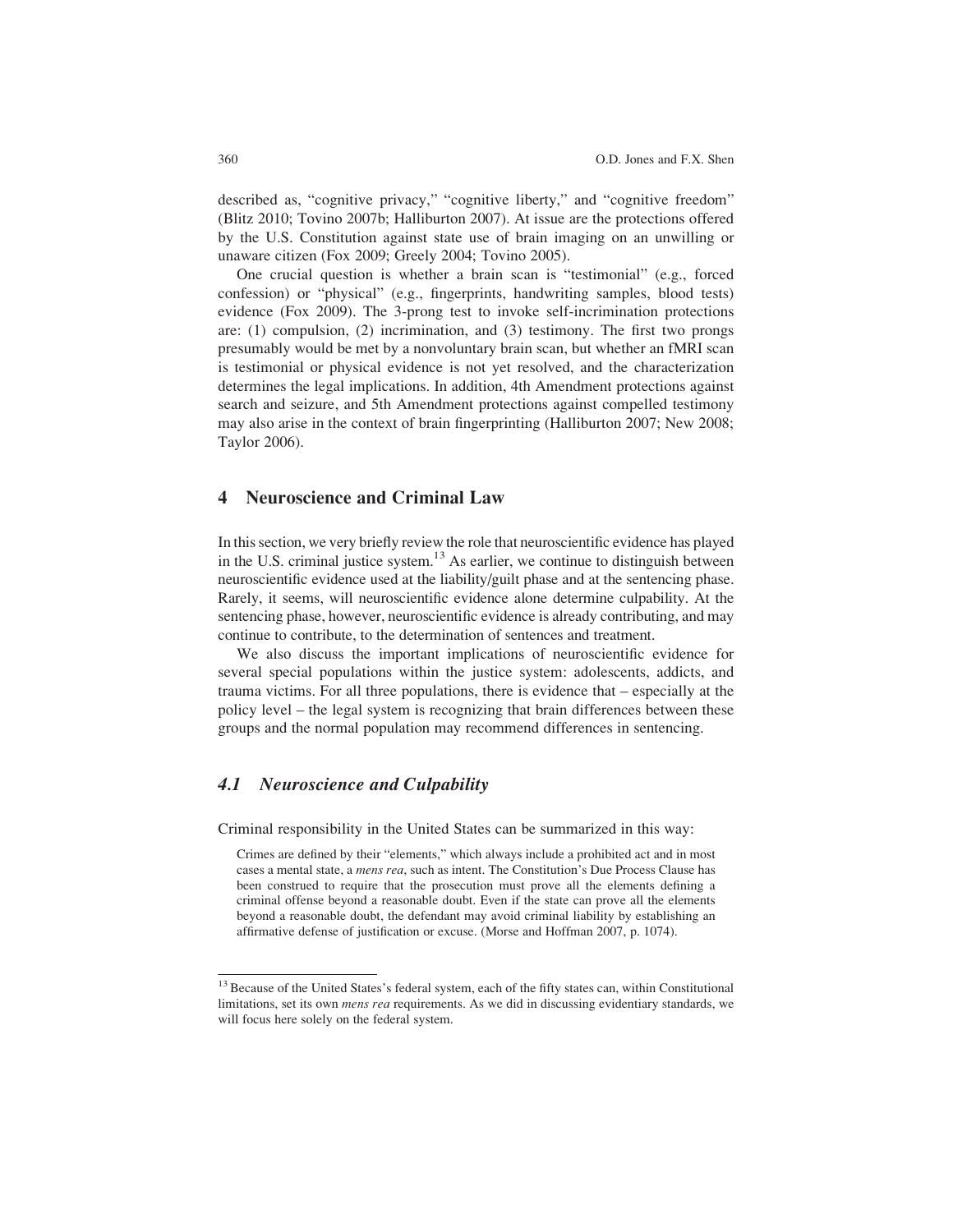described as, "cognitive privacy," "cognitive liberty," and "cognitive freedom" (Blitz 2010; Tovino 2007b; Halliburton 2007). At issue are the protections offered by the U.S. Constitution against state use of brain imaging on an unwilling or unaware citizen (Fox 2009; Greely 2004; Tovino 2005).

One crucial question is whether a brain scan is "testimonial" (e.g., forced confession) or "physical" (e.g., fingerprints, handwriting samples, blood tests) evidence (Fox 2009). The 3-prong test to invoke self-incrimination protections are: (1) compulsion, (2) incrimination, and (3) testimony. The first two prongs presumably would be met by a nonvoluntary brain scan, but whether an fMRI scan is testimonial or physical evidence is not yet resolved, and the characterization determines the legal implications. In addition, 4th Amendment protections against search and seizure, and 5th Amendment protections against compelled testimony may also arise in the context of brain fingerprinting (Halliburton 2007; New 2008; Taylor 2006).

## 4 Neuroscience and Criminal Law

In this section, we very briefly review the role that neuroscientific evidence has played in the U.S. criminal justice system.[13] As earlier, we continue to distinguish between neuroscientific evidence used at the liability/guilt phase and at the sentencing phase. Rarely, it seems, will neuroscientific evidence alone determine culpability. At the sentencing phase, however, neuroscientific evidence is already contributing, and may continue to contribute, to the determination of sentences and treatment.

We also discuss the important implications of neuroscientific evidence for several special populations within the justice system: adolescents, addicts, and trauma victims. For all three populations, there is evidence that – especially at the policy level – the legal system is recognizing that brain differences between these groups and the normal population may recommend differences in sentencing.

### *4.1 Neuroscience and Culpability*

Criminal responsibility in the United States can be summarized in this way:

> Crimes are defined by their "elements," which always include a prohibited act and in most cases a mental state, a *mens rea*, such as intent. The Constitution's Due Process Clause has been construed to require that the prosecution must prove all the elements defining a criminal offense beyond a reasonable doubt. Even if the state can prove all the elements beyond a reasonable doubt, the defendant may avoid criminal liability by establishing an affirmative defense of justification or excuse. (Morse and Hoffman 2007, p. 1074).

---

[13] Because of the United States's federal system, each of the fifty states can, within Constitutional limitations, set its own *mens rea* requirements. As we did in discussing evidentiary standards, we will focus here solely on the federal system.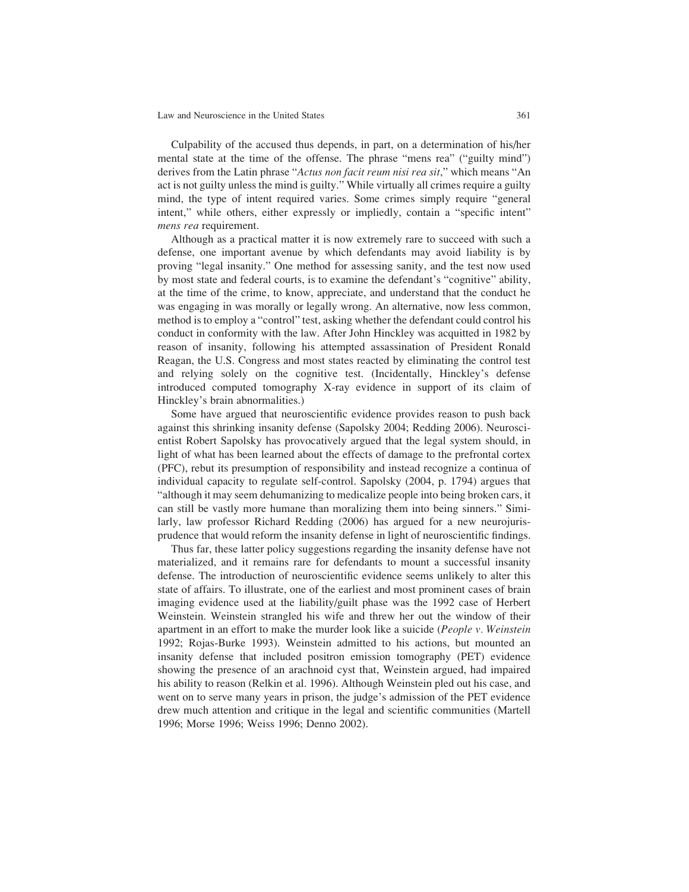Culpability of the accused thus depends, in part, on a determination of his/her mental state at the time of the offense. The phrase "mens rea" ("guilty mind") derives from the Latin phrase "*Actus non facit reum nisi rea sit*," which means "An act is not guilty unless the mind is guilty." While virtually all crimes require a guilty mind, the type of intent required varies. Some crimes simply require "general intent," while others, either expressly or impliedly, contain a "specific intent" *mens rea* requirement.

Although as a practical matter it is now extremely rare to succeed with such a defense, one important avenue by which defendants may avoid liability is by proving "legal insanity." One method for assessing sanity, and the test now used by most state and federal courts, is to examine the defendant's "cognitive" ability, at the time of the crime, to know, appreciate, and understand that the conduct he was engaging in was morally or legally wrong. An alternative, now less common, method is to employ a "control" test, asking whether the defendant could control his conduct in conformity with the law. After John Hinckley was acquitted in 1982 by reason of insanity, following his attempted assassination of President Ronald Reagan, the U.S. Congress and most states reacted by eliminating the control test and relying solely on the cognitive test. (Incidentally, Hinckley's defense introduced computed tomography X-ray evidence in support of its claim of Hinckley's brain abnormalities.)

Some have argued that neuroscientific evidence provides reason to push back against this shrinking insanity defense (Sapolsky 2004; Redding 2006). Neuroscientist Robert Sapolsky has provocatively argued that the legal system should, in light of what has been learned about the effects of damage to the prefrontal cortex (PFC), rebut its presumption of responsibility and instead recognize a continua of individual capacity to regulate self-control. Sapolsky (2004, p. 1794) argues that "although it may seem dehumanizing to medicalize people into being broken cars, it can still be vastly more humane than moralizing them into being sinners." Similarly, law professor Richard Redding (2006) has argued for a new neurojurisprudence that would reform the insanity defense in light of neuroscientific findings.

Thus far, these latter policy suggestions regarding the insanity defense have not materialized, and it remains rare for defendants to mount a successful insanity defense. The introduction of neuroscientific evidence seems unlikely to alter this state of affairs. To illustrate, one of the earliest and most prominent cases of brain imaging evidence used at the liability/guilt phase was the 1992 case of Herbert Weinstein. Weinstein strangled his wife and threw her out the window of their apartment in an effort to make the murder look like a suicide (*People v. Weinstein* 1992; Rojas-Burke 1993). Weinstein admitted to his actions, but mounted an insanity defense that included positron emission tomography (PET) evidence showing the presence of an arachnoid cyst that, Weinstein argued, had impaired his ability to reason (Relkin et al. 1996). Although Weinstein pled out his case, and went on to serve many years in prison, the judge's admission of the PET evidence drew much attention and critique in the legal and scientific communities (Martell 1996; Morse 1996; Weiss 1996; Denno 2002).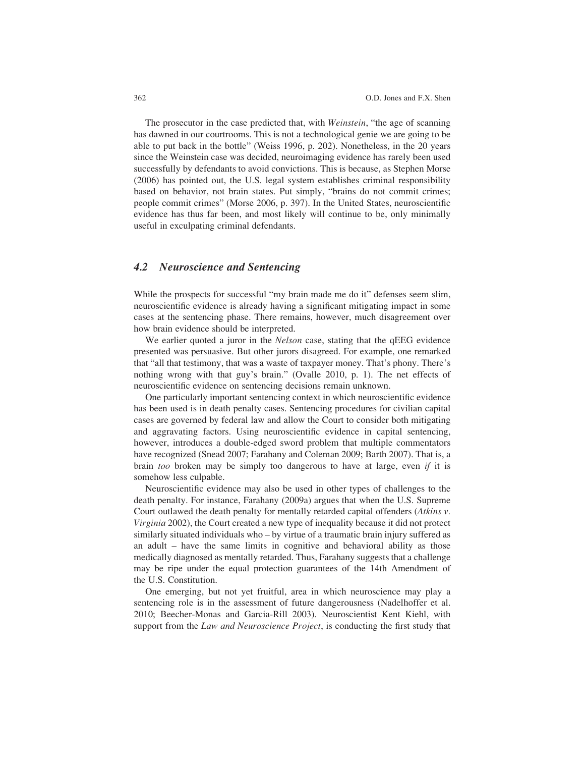The prosecutor in the case predicted that, with *Weinstein*, "the age of scanning has dawned in our courtrooms. This is not a technological genie we are going to be able to put back in the bottle" (Weiss 1996, p. 202). Nonetheless, in the 20 years since the Weinstein case was decided, neuroimaging evidence has rarely been used successfully by defendants to avoid convictions. This is because, as Stephen Morse (2006) has pointed out, the U.S. legal system establishes criminal responsibility based on behavior, not brain states. Put simply, "brains do not commit crimes; people commit crimes" (Morse 2006, p. 397). In the United States, neuroscientific evidence has thus far been, and most likely will continue to be, only minimally useful in exculpating criminal defendants.

### *4.2 Neuroscience and Sentencing*

While the prospects for successful "my brain made me do it" defenses seem slim, neuroscientific evidence is already having a significant mitigating impact in some cases at the sentencing phase. There remains, however, much disagreement over how brain evidence should be interpreted.

We earlier quoted a juror in the *Nelson* case, stating that the qEEG evidence presented was persuasive. But other jurors disagreed. For example, one remarked that "all that testimony, that was a waste of taxpayer money. That's phony. There's nothing wrong with that guy's brain." (Ovalle 2010, p. 1). The net effects of neuroscientific evidence on sentencing decisions remain unknown.

One particularly important sentencing context in which neuroscientific evidence has been used is in death penalty cases. Sentencing procedures for civilian capital cases are governed by federal law and allow the Court to consider both mitigating and aggravating factors. Using neuroscientific evidence in capital sentencing, however, introduces a double-edged sword problem that multiple commentators have recognized (Snead 2007; Farahany and Coleman 2009; Barth 2007). That is, a brain *too* broken may be simply too dangerous to have at large, even *if* it is somehow less culpable.

Neuroscientific evidence may also be used in other types of challenges to the death penalty. For instance, Farahany (2009a) argues that when the U.S. Supreme Court outlawed the death penalty for mentally retarded capital offenders (*Atkins v. Virginia* 2002), the Court created a new type of inequality because it did not protect similarly situated individuals who – by virtue of a traumatic brain injury suffered as an adult – have the same limits in cognitive and behavioral ability as those medically diagnosed as mentally retarded. Thus, Farahany suggests that a challenge may be ripe under the equal protection guarantees of the 14th Amendment of the U.S. Constitution.

One emerging, but not yet fruitful, area in which neuroscience may play a sentencing role is in the assessment of future dangerousness (Nadelhoffer et al. 2010; Beecher-Monas and Garcia-Rill 2003). Neuroscientist Kent Kiehl, with support from the *Law and Neuroscience Project*, is conducting the first study that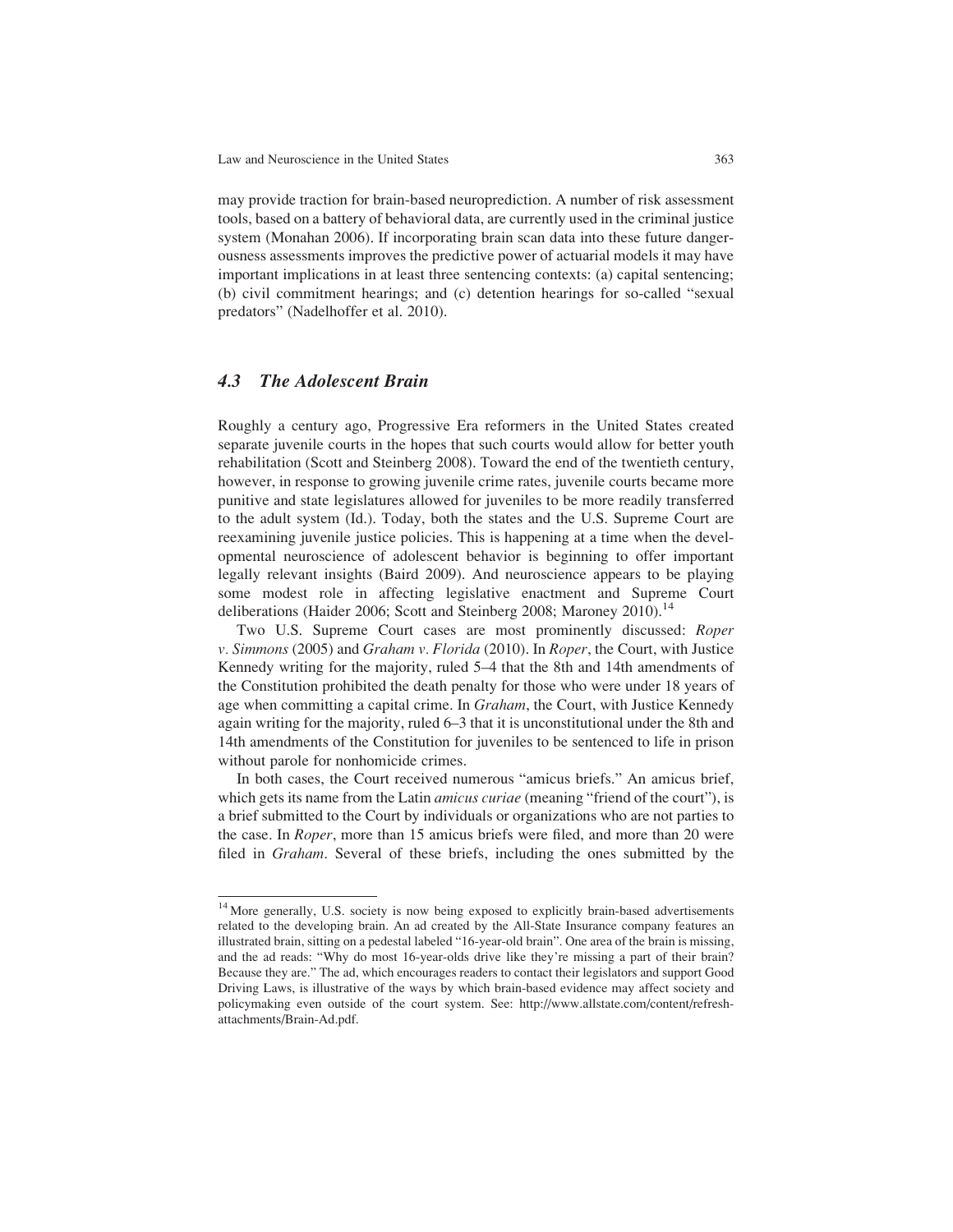may provide traction for brain-based neuroprediction. A number of risk assessment tools, based on a battery of behavioral data, are currently used in the criminal justice system (Monahan 2006). If incorporating brain scan data into these future dangerousness assessments improves the predictive power of actuarial models it may have important implications in at least three sentencing contexts: (a) capital sentencing; (b) civil commitment hearings; and (c) detention hearings for so-called "sexual predators" (Nadelhoffer et al. 2010).

### *4.3 The Adolescent Brain*

Roughly a century ago, Progressive Era reformers in the United States created separate juvenile courts in the hopes that such courts would allow for better youth rehabilitation (Scott and Steinberg 2008). Toward the end of the twentieth century, however, in response to growing juvenile crime rates, juvenile courts became more punitive and state legislatures allowed for juveniles to be more readily transferred to the adult system (Id.). Today, both the states and the U.S. Supreme Court are reexamining juvenile justice policies. This is happening at a time when the developmental neuroscience of adolescent behavior is beginning to offer important legally relevant insights (Baird 2009). And neuroscience appears to be playing some modest role in affecting legislative enactment and Supreme Court deliberations (Haider 2006; Scott and Steinberg 2008; Maroney 2010).[14]

Two U.S. Supreme Court cases are most prominently discussed: *Roper v. Simmons* (2005) and *Graham v. Florida* (2010). In *Roper*, the Court, with Justice Kennedy writing for the majority, ruled 5–4 that the 8th and 14th amendments of the Constitution prohibited the death penalty for those who were under 18 years of age when committing a capital crime. In *Graham*, the Court, with Justice Kennedy again writing for the majority, ruled 6–3 that it is unconstitutional under the 8th and 14th amendments of the Constitution for juveniles to be sentenced to life in prison without parole for nonhomicide crimes.

In both cases, the Court received numerous "amicus briefs." An amicus brief, which gets its name from the Latin *amicus curiae* (meaning "friend of the court"), is a brief submitted to the Court by individuals or organizations who are not parties to the case. In *Roper*, more than 15 amicus briefs were filed, and more than 20 were filed in *Graham*. Several of these briefs, including the ones submitted by the

---

[14] More generally, U.S. society is now being exposed to explicitly brain-based advertisements related to the developing brain. An ad created by the All-State Insurance company features an illustrated brain, sitting on a pedestal labeled "16-year-old brain". One area of the brain is missing, and the ad reads: "Why do most 16-year-olds drive like they're missing a part of their brain? Because they are." The ad, which encourages readers to contact their legislators and support Good Driving Laws, is illustrative of the ways by which brain-based evidence may affect society and policymaking even outside of the court system. See: http://www.allstate.com/content/refresh-attachments/Brain-Ad.pdf.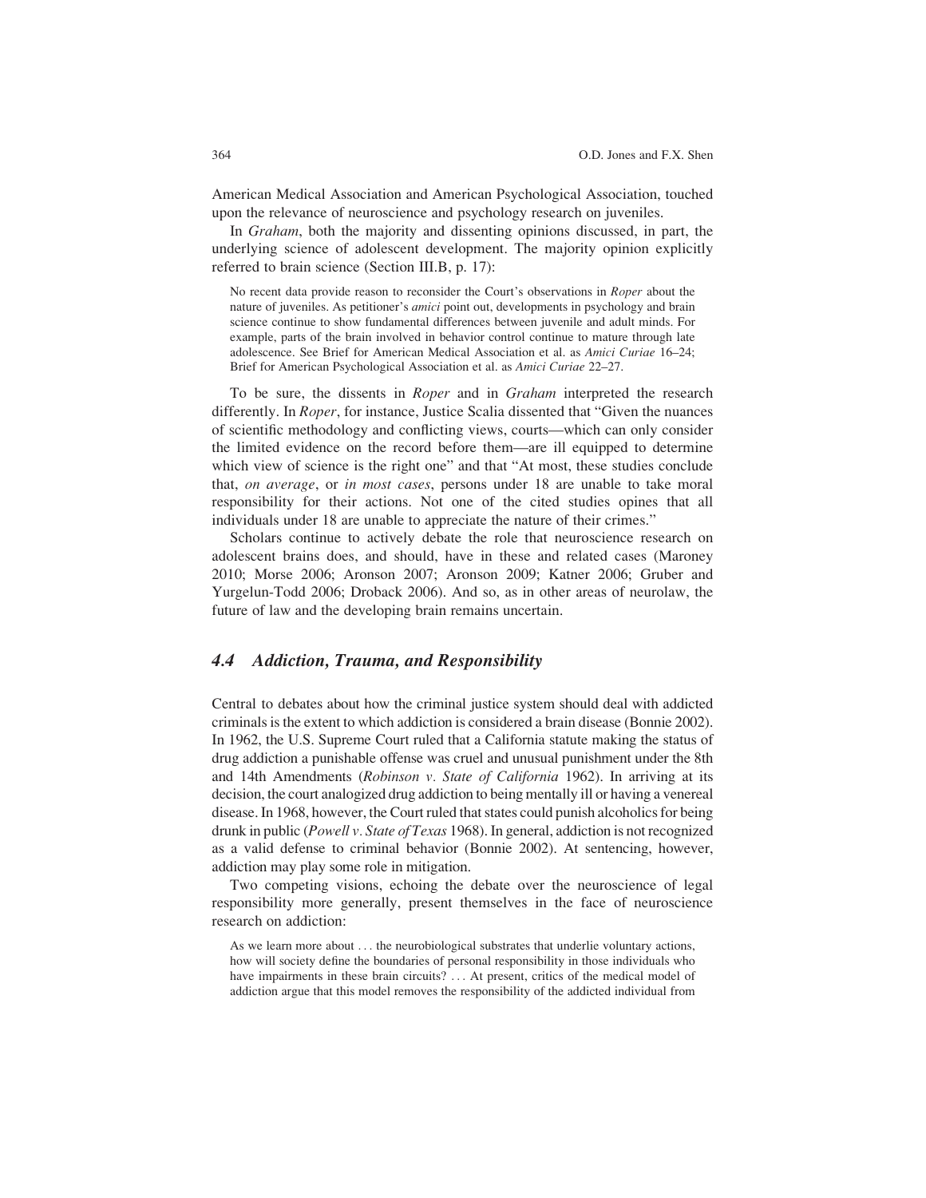American Medical Association and American Psychological Association, touched upon the relevance of neuroscience and psychology research on juveniles.

In *Graham*, both the majority and dissenting opinions discussed, in part, the underlying science of adolescent development. The majority opinion explicitly referred to brain science (Section III.B, p. 17):

> No recent data provide reason to reconsider the Court's observations in *Roper* about the nature of juveniles. As petitioner's *amici* point out, developments in psychology and brain science continue to show fundamental differences between juvenile and adult minds. For example, parts of the brain involved in behavior control continue to mature through late adolescence. See Brief for American Medical Association et al. as *Amici Curiae* 16–24; Brief for American Psychological Association et al. as *Amici Curiae* 22–27.

To be sure, the dissents in *Roper* and in *Graham* interpreted the research differently. In *Roper*, for instance, Justice Scalia dissented that "Given the nuances of scientific methodology and conflicting views, courts—which can only consider the limited evidence on the record before them—are ill equipped to determine which view of science is the right one" and that "At most, these studies conclude that, *on average*, or *in most cases*, persons under 18 are unable to take moral responsibility for their actions. Not one of the cited studies opines that all individuals under 18 are unable to appreciate the nature of their crimes."

Scholars continue to actively debate the role that neuroscience research on adolescent brains does, and should, have in these and related cases (Maroney 2010; Morse 2006; Aronson 2007; Aronson 2009; Katner 2006; Gruber and Yurgelun-Todd 2006; Droback 2006). And so, as in other areas of neurolaw, the future of law and the developing brain remains uncertain.

## 4.4 Addiction, Trauma, and Responsibility

Central to debates about how the criminal justice system should deal with addicted criminals is the extent to which addiction is considered a brain disease (Bonnie 2002). In 1962, the U.S. Supreme Court ruled that a California statute making the status of drug addiction a punishable offense was cruel and unusual punishment under the 8th and 14th Amendments (*Robinson v. State of California* 1962). In arriving at its decision, the court analogized drug addiction to being mentally ill or having a venereal disease. In 1968, however, the Court ruled that states could punish alcoholics for being drunk in public (*Powell v. State of Texas* 1968). In general, addiction is not recognized as a valid defense to criminal behavior (Bonnie 2002). At sentencing, however, addiction may play some role in mitigation.

Two competing visions, echoing the debate over the neuroscience of legal responsibility more generally, present themselves in the face of neuroscience research on addiction:

> As we learn more about ... the neurobiological substrates that underlie voluntary actions, how will society define the boundaries of personal responsibility in those individuals who have impairments in these brain circuits? ... At present, critics of the medical model of addiction argue that this model removes the responsibility of the addicted individual from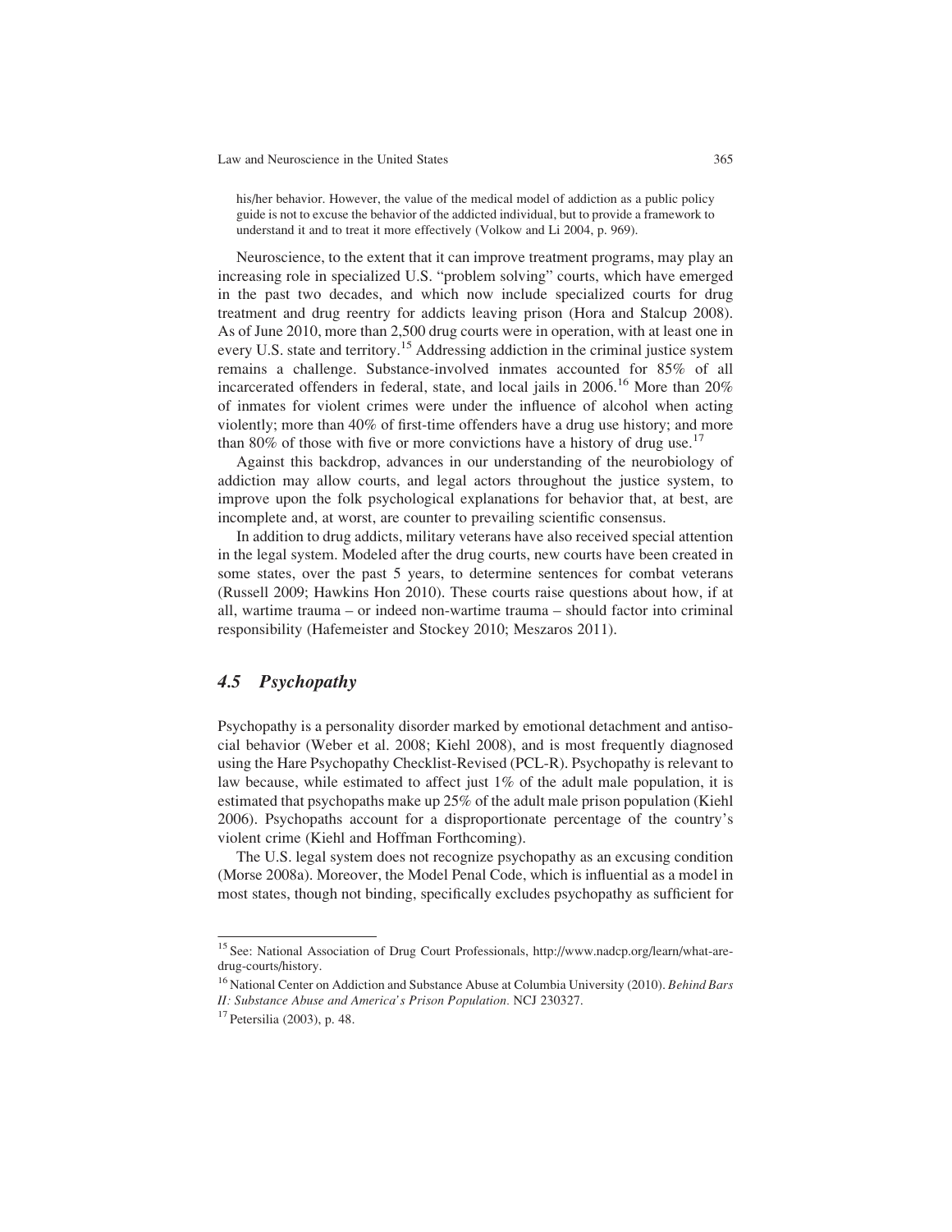his/her behavior. However, the value of the medical model of addiction as a public policy guide is not to excuse the behavior of the addicted individual, but to provide a framework to understand it and to treat it more effectively (Volkow and Li 2004, p. 969).

Neuroscience, to the extent that it can improve treatment programs, may play an increasing role in specialized U.S. "problem solving" courts, which have emerged in the past two decades, and which now include specialized courts for drug treatment and drug reentry for addicts leaving prison (Hora and Stalcup 2008). As of June 2010, more than 2,500 drug courts were in operation, with at least one in every U.S. state and territory.[15] Addressing addiction in the criminal justice system remains a challenge. Substance-involved inmates accounted for 85% of all incarcerated offenders in federal, state, and local jails in 2006.[16] More than 20% of inmates for violent crimes were under the influence of alcohol when acting violently; more than 40% of first-time offenders have a drug use history; and more than 80% of those with five or more convictions have a history of drug use.[17]

Against this backdrop, advances in our understanding of the neurobiology of addiction may allow courts, and legal actors throughout the justice system, to improve upon the folk psychological explanations for behavior that, at best, are incomplete and, at worst, are counter to prevailing scientific consensus.

In addition to drug addicts, military veterans have also received special attention in the legal system. Modeled after the drug courts, new courts have been created in some states, over the past 5 years, to determine sentences for combat veterans (Russell 2009; Hawkins Hon 2010). These courts raise questions about how, if at all, wartime trauma – or indeed non-wartime trauma – should factor into criminal responsibility (Hafemeister and Stockey 2010; Meszaros 2011).

### *4.5 Psychopathy*

Psychopathy is a personality disorder marked by emotional detachment and antisocial behavior (Weber et al. 2008; Kiehl 2008), and is most frequently diagnosed using the Hare Psychopathy Checklist-Revised (PCL-R). Psychopathy is relevant to law because, while estimated to affect just 1% of the adult male population, it is estimated that psychopaths make up 25% of the adult male prison population (Kiehl 2006). Psychopaths account for a disproportionate percentage of the country's violent crime (Kiehl and Hoffman Forthcoming).

The U.S. legal system does not recognize psychopathy as an excusing condition (Morse 2008a). Moreover, the Model Penal Code, which is influential as a model in most states, though not binding, specifically excludes psychopathy as sufficient for

---

[15] See: National Association of Drug Court Professionals, http://www.nadcp.org/learn/what-are-drug-courts/history.

[16] National Center on Addiction and Substance Abuse at Columbia University (2010). *Behind Bars II: Substance Abuse and America's Prison Population*. NCJ 230327.

[17] Petersilia (2003), p. 48.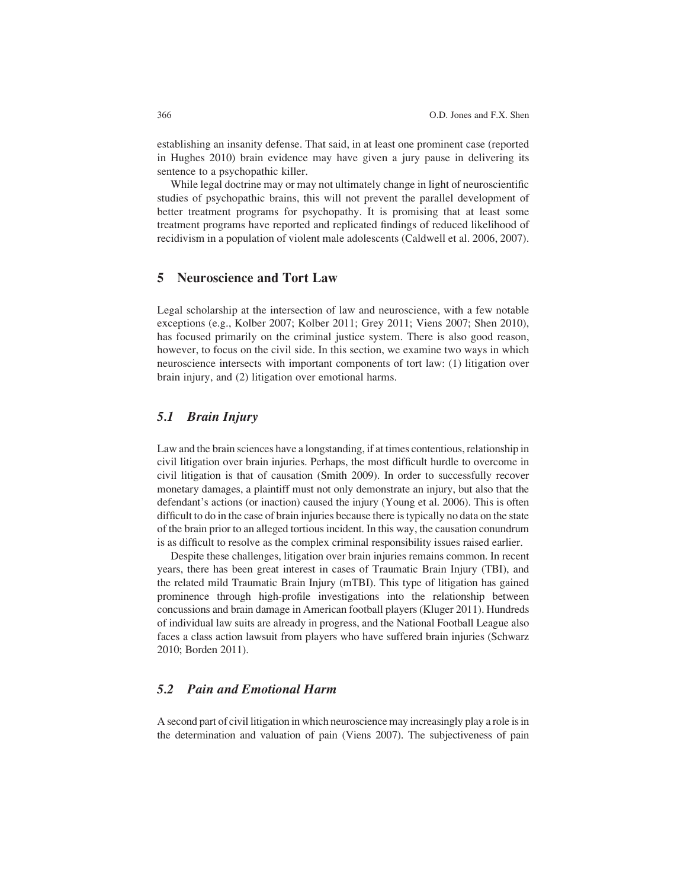establishing an insanity defense. That said, in at least one prominent case (reported in Hughes 2010) brain evidence may have given a jury pause in delivering its sentence to a psychopathic killer.

While legal doctrine may or may not ultimately change in light of neuroscientific studies of psychopathic brains, this will not prevent the parallel development of better treatment programs for psychopathy. It is promising that at least some treatment programs have reported and replicated findings of reduced likelihood of recidivism in a population of violent male adolescents (Caldwell et al. 2006, 2007).

## 5 Neuroscience and Tort Law

Legal scholarship at the intersection of law and neuroscience, with a few notable exceptions (e.g., Kolber 2007; Kolber 2011; Grey 2011; Viens 2007; Shen 2010), has focused primarily on the criminal justice system. There is also good reason, however, to focus on the civil side. In this section, we examine two ways in which neuroscience intersects with important components of tort law: (1) litigation over brain injury, and (2) litigation over emotional harms.

### *5.1 Brain Injury*

Law and the brain sciences have a longstanding, if at times contentious, relationship in civil litigation over brain injuries. Perhaps, the most difficult hurdle to overcome in civil litigation is that of causation (Smith 2009). In order to successfully recover monetary damages, a plaintiff must not only demonstrate an injury, but also that the defendant's actions (or inaction) caused the injury (Young et al. 2006). This is often difficult to do in the case of brain injuries because there is typically no data on the state of the brain prior to an alleged tortious incident. In this way, the causation conundrum is as difficult to resolve as the complex criminal responsibility issues raised earlier.

Despite these challenges, litigation over brain injuries remains common. In recent years, there has been great interest in cases of Traumatic Brain Injury (TBI), and the related mild Traumatic Brain Injury (mTBI). This type of litigation has gained prominence through high-profile investigations into the relationship between concussions and brain damage in American football players (Kluger 2011). Hundreds of individual law suits are already in progress, and the National Football League also faces a class action lawsuit from players who have suffered brain injuries (Schwarz 2010; Borden 2011).

### *5.2 Pain and Emotional Harm*

A second part of civil litigation in which neuroscience may increasingly play a role is in the determination and valuation of pain (Viens 2007). The subjectiveness of pain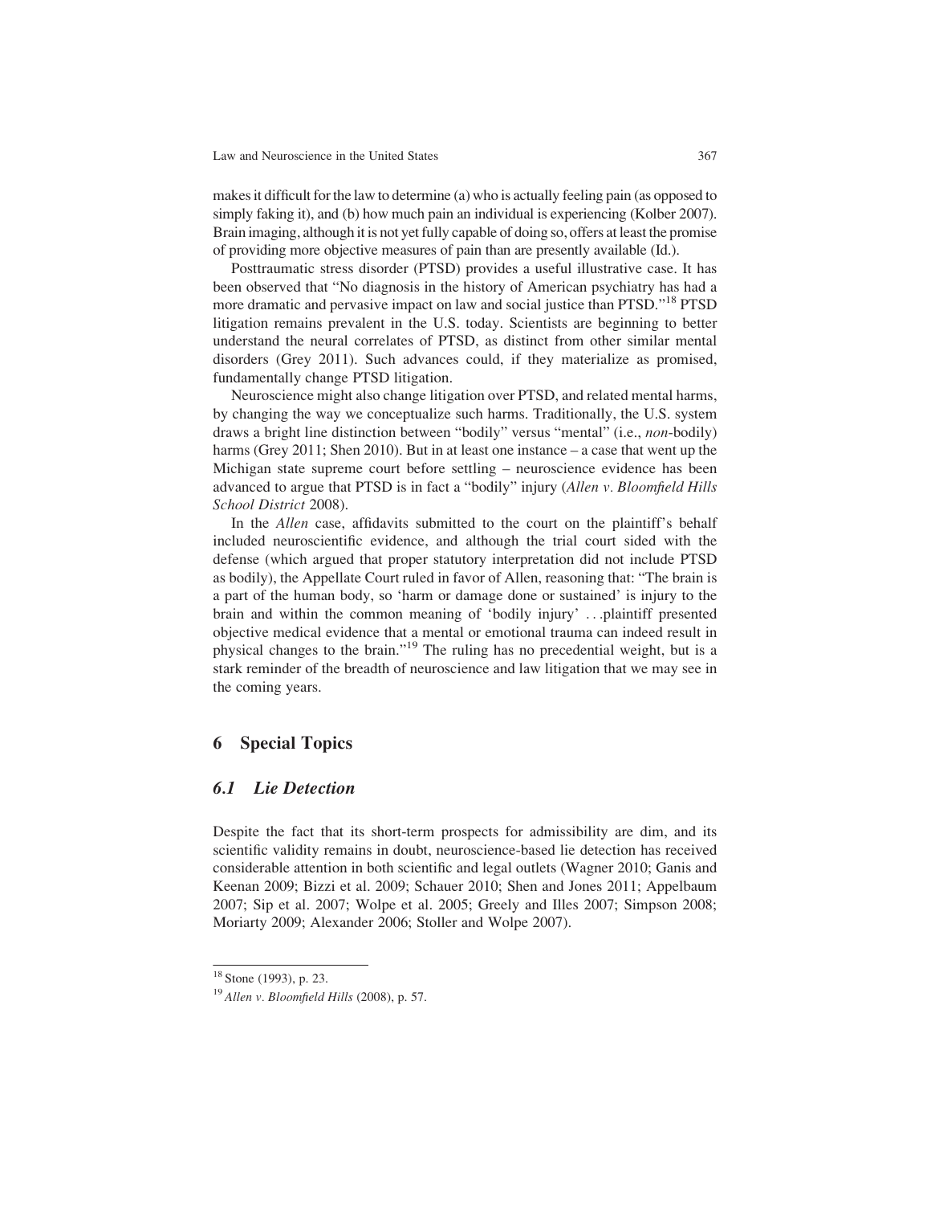makes it difficult for the law to determine (a) who is actually feeling pain (as opposed to simply faking it), and (b) how much pain an individual is experiencing (Kolber 2007). Brain imaging, although it is not yet fully capable of doing so, offers at least the promise of providing more objective measures of pain than are presently available (Id.).

Posttraumatic stress disorder (PTSD) provides a useful illustrative case. It has been observed that "No diagnosis in the history of American psychiatry has had a more dramatic and pervasive impact on law and social justice than PTSD."[18] PTSD litigation remains prevalent in the U.S. today. Scientists are beginning to better understand the neural correlates of PTSD, as distinct from other similar mental disorders (Grey 2011). Such advances could, if they materialize as promised, fundamentally change PTSD litigation.

Neuroscience might also change litigation over PTSD, and related mental harms, by changing the way we conceptualize such harms. Traditionally, the U.S. system draws a bright line distinction between "bodily" versus "mental" (i.e., *non*-bodily) harms (Grey 2011; Shen 2010). But in at least one instance – a case that went up the Michigan state supreme court before settling – neuroscience evidence has been advanced to argue that PTSD is in fact a "bodily" injury (*Allen v. Bloomfield Hills School District* 2008).

In the *Allen* case, affidavits submitted to the court on the plaintiff's behalf included neuroscientific evidence, and although the trial court sided with the defense (which argued that proper statutory interpretation did not include PTSD as bodily), the Appellate Court ruled in favor of Allen, reasoning that: "The brain is a part of the human body, so 'harm or damage done or sustained' is injury to the brain and within the common meaning of 'bodily injury' . . .plaintiff presented objective medical evidence that a mental or emotional trauma can indeed result in physical changes to the brain."[19] The ruling has no precedential weight, but is a stark reminder of the breadth of neuroscience and law litigation that we may see in the coming years.

## 6 Special Topics

### *6.1 Lie Detection*

Despite the fact that its short-term prospects for admissibility are dim, and its scientific validity remains in doubt, neuroscience-based lie detection has received considerable attention in both scientific and legal outlets (Wagner 2010; Ganis and Keenan 2009; Bizzi et al. 2009; Schauer 2010; Shen and Jones 2011; Appelbaum 2007; Sip et al. 2007; Wolpe et al. 2005; Greely and Illes 2007; Simpson 2008; Moriarty 2009; Alexander 2006; Stoller and Wolpe 2007).

---

[18] Stone (1993), p. 23.

[19] *Allen v. Bloomfield Hills* (2008), p. 57.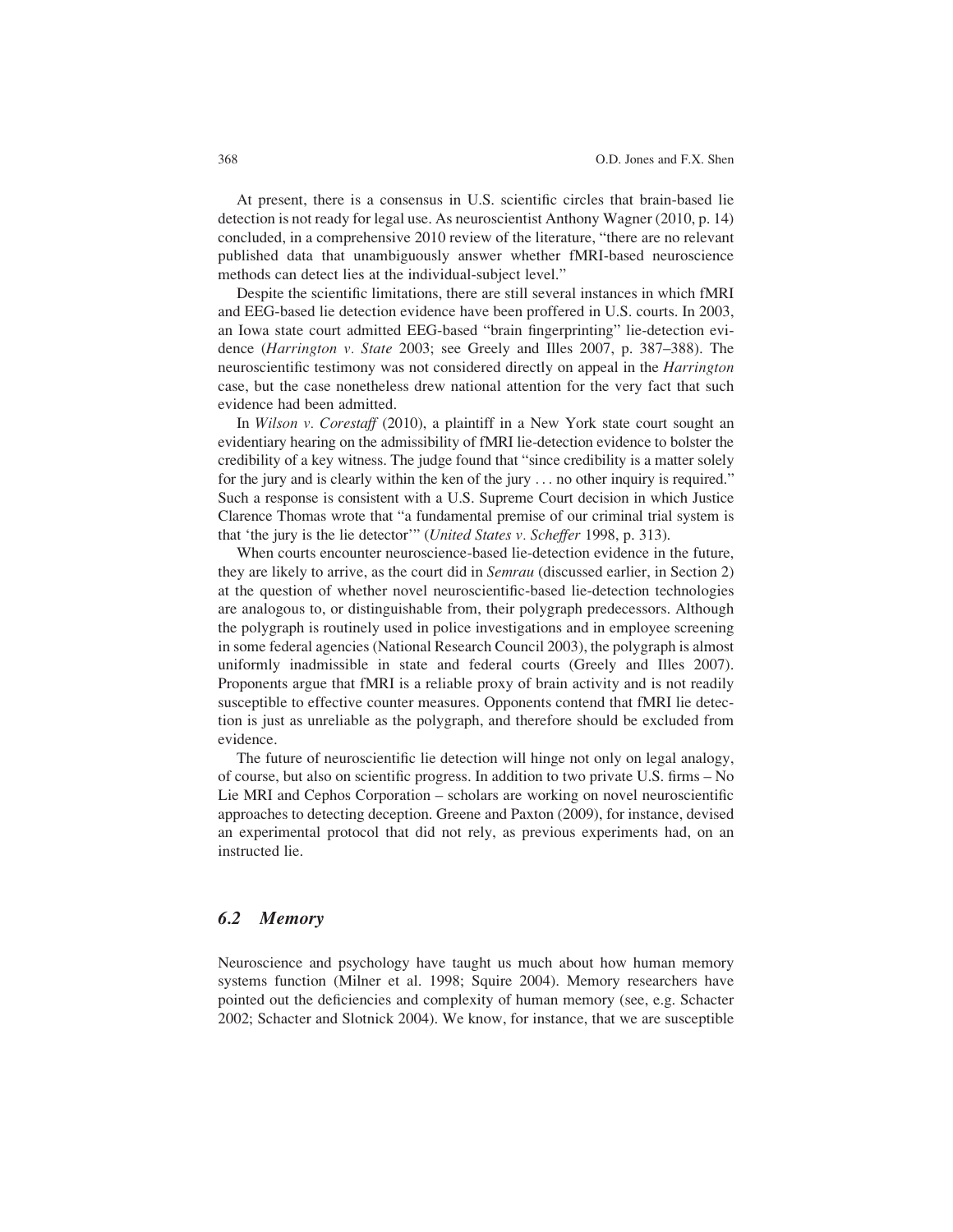At present, there is a consensus in U.S. scientific circles that brain-based lie detection is not ready for legal use. As neuroscientist Anthony Wagner (2010, p. 14) concluded, in a comprehensive 2010 review of the literature, "there are no relevant published data that unambiguously answer whether fMRI-based neuroscience methods can detect lies at the individual-subject level."

Despite the scientific limitations, there are still several instances in which fMRI and EEG-based lie detection evidence have been proffered in U.S. courts. In 2003, an Iowa state court admitted EEG-based "brain fingerprinting" lie-detection evidence (*Harrington v. State* 2003; see Greely and Illes 2007, p. 387–388). The neuroscientific testimony was not considered directly on appeal in the *Harrington* case, but the case nonetheless drew national attention for the very fact that such evidence had been admitted.

In *Wilson v. Corestaff* (2010), a plaintiff in a New York state court sought an evidentiary hearing on the admissibility of fMRI lie-detection evidence to bolster the credibility of a key witness. The judge found that "since credibility is a matter solely for the jury and is clearly within the ken of the jury . . . no other inquiry is required." Such a response is consistent with a U.S. Supreme Court decision in which Justice Clarence Thomas wrote that "a fundamental premise of our criminal trial system is that 'the jury is the lie detector'" (*United States v. Scheffer* 1998, p. 313).

When courts encounter neuroscience-based lie-detection evidence in the future, they are likely to arrive, as the court did in *Semrau* (discussed earlier, in Section 2) at the question of whether novel neuroscientific-based lie-detection technologies are analogous to, or distinguishable from, their polygraph predecessors. Although the polygraph is routinely used in police investigations and in employee screening in some federal agencies (National Research Council 2003), the polygraph is almost uniformly inadmissible in state and federal courts (Greely and Illes 2007). Proponents argue that fMRI is a reliable proxy of brain activity and is not readily susceptible to effective counter measures. Opponents contend that fMRI lie detection is just as unreliable as the polygraph, and therefore should be excluded from evidence.

The future of neuroscientific lie detection will hinge not only on legal analogy, of course, but also on scientific progress. In addition to two private U.S. firms – No Lie MRI and Cephos Corporation – scholars are working on novel neuroscientific approaches to detecting deception. Greene and Paxton (2009), for instance, devised an experimental protocol that did not rely, as previous experiments had, on an instructed lie.

### 6.2 Memory

Neuroscience and psychology have taught us much about how human memory systems function (Milner et al. 1998; Squire 2004). Memory researchers have pointed out the deficiencies and complexity of human memory (see, e.g. Schacter 2002; Schacter and Slotnick 2004). We know, for instance, that we are susceptible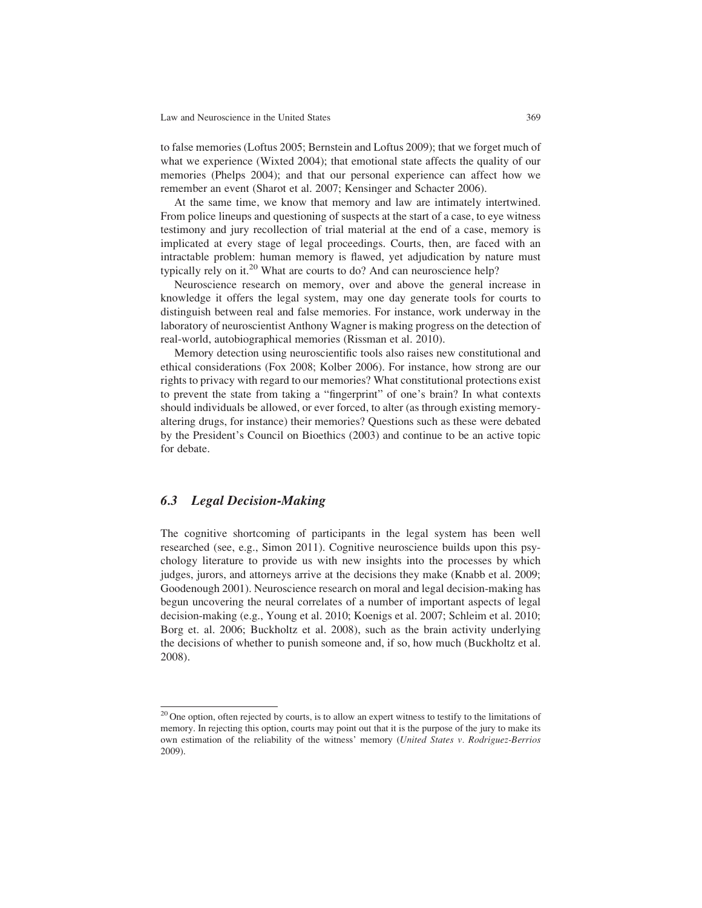to false memories (Loftus 2005; Bernstein and Loftus 2009); that we forget much of what we experience (Wixted 2004); that emotional state affects the quality of our memories (Phelps 2004); and that our personal experience can affect how we remember an event (Sharot et al. 2007; Kensinger and Schacter 2006).

At the same time, we know that memory and law are intimately intertwined. From police lineups and questioning of suspects at the start of a case, to eye witness testimony and jury recollection of trial material at the end of a case, memory is implicated at every stage of legal proceedings. Courts, then, are faced with an intractable problem: human memory is flawed, yet adjudication by nature must typically rely on it.[20] What are courts to do? And can neuroscience help?

Neuroscience research on memory, over and above the general increase in knowledge it offers the legal system, may one day generate tools for courts to distinguish between real and false memories. For instance, work underway in the laboratory of neuroscientist Anthony Wagner is making progress on the detection of real-world, autobiographical memories (Rissman et al. 2010).

Memory detection using neuroscientific tools also raises new constitutional and ethical considerations (Fox 2008; Kolber 2006). For instance, how strong are our rights to privacy with regard to our memories? What constitutional protections exist to prevent the state from taking a "fingerprint" of one's brain? In what contexts should individuals be allowed, or ever forced, to alter (as through existing memory-altering drugs, for instance) their memories? Questions such as these were debated by the President's Council on Bioethics (2003) and continue to be an active topic for debate.

### *6.3 Legal Decision-Making*

The cognitive shortcoming of participants in the legal system has been well researched (see, e.g., Simon 2011). Cognitive neuroscience builds upon this psychology literature to provide us with new insights into the processes by which judges, jurors, and attorneys arrive at the decisions they make (Knabb et al. 2009; Goodenough 2001). Neuroscience research on moral and legal decision-making has begun uncovering the neural correlates of a number of important aspects of legal decision-making (e.g., Young et al. 2010; Koenigs et al. 2007; Schleim et al. 2010; Borg et. al. 2006; Buckholtz et al. 2008), such as the brain activity underlying the decisions of whether to punish someone and, if so, how much (Buckholtz et al. 2008).

---

[20] One option, often rejected by courts, is to allow an expert witness to testify to the limitations of memory. In rejecting this option, courts may point out that it is the purpose of the jury to make its own estimation of the reliability of the witness' memory (*United States v. Rodriguez-Berrios* 2009).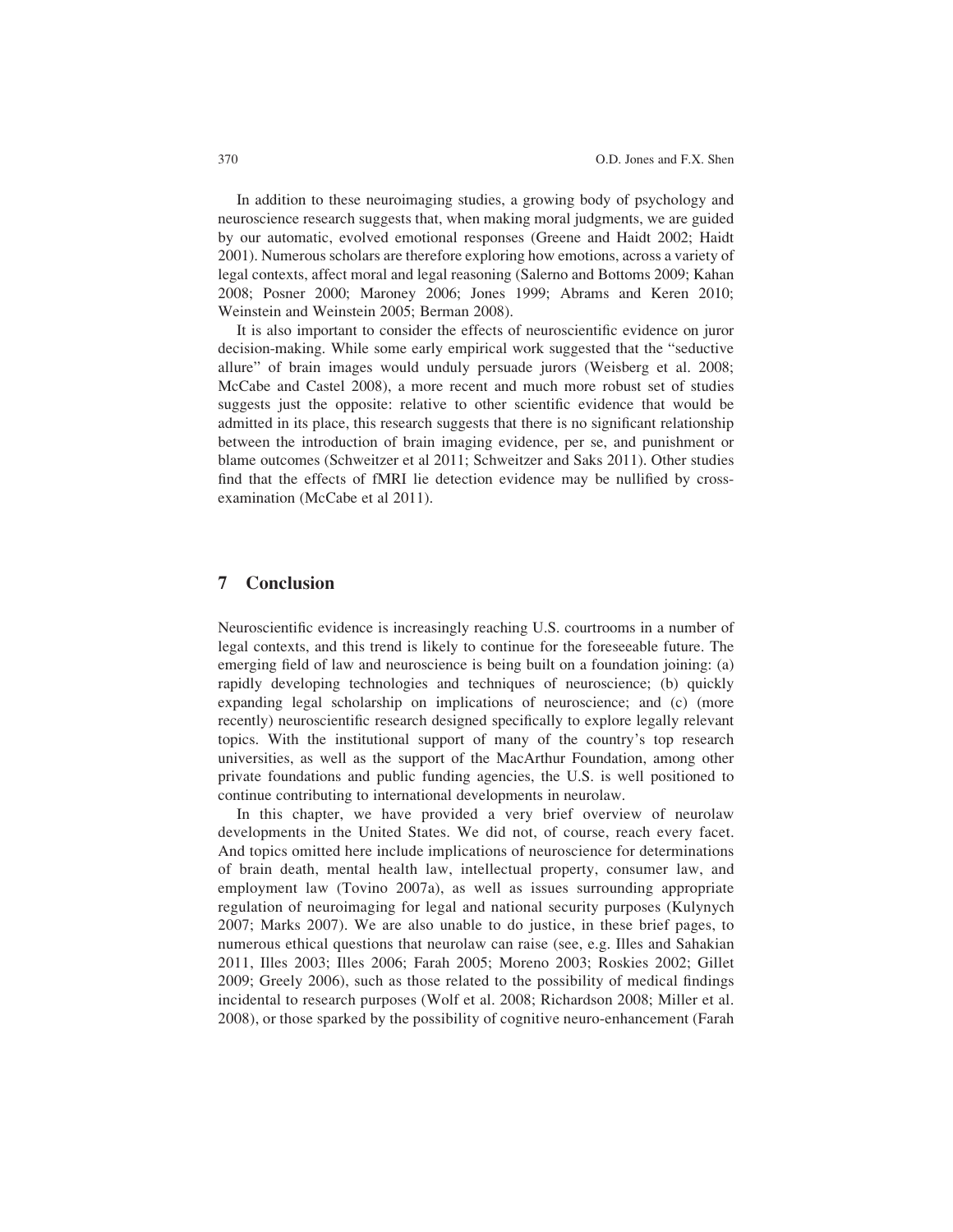In addition to these neuroimaging studies, a growing body of psychology and neuroscience research suggests that, when making moral judgments, we are guided by our automatic, evolved emotional responses (Greene and Haidt 2002; Haidt 2001). Numerous scholars are therefore exploring how emotions, across a variety of legal contexts, affect moral and legal reasoning (Salerno and Bottoms 2009; Kahan 2008; Posner 2000; Maroney 2006; Jones 1999; Abrams and Keren 2010; Weinstein and Weinstein 2005; Berman 2008).

It is also important to consider the effects of neuroscientific evidence on juror decision-making. While some early empirical work suggested that the "seductive allure" of brain images would unduly persuade jurors (Weisberg et al. 2008; McCabe and Castel 2008), a more recent and much more robust set of studies suggests just the opposite: relative to other scientific evidence that would be admitted in its place, this research suggests that there is no significant relationship between the introduction of brain imaging evidence, per se, and punishment or blame outcomes (Schweitzer et al 2011; Schweitzer and Saks 2011). Other studies find that the effects of fMRI lie detection evidence may be nullified by cross-examination (McCabe et al 2011).

## 7 Conclusion

Neuroscientific evidence is increasingly reaching U.S. courtrooms in a number of legal contexts, and this trend is likely to continue for the foreseeable future. The emerging field of law and neuroscience is being built on a foundation joining: (a) rapidly developing technologies and techniques of neuroscience; (b) quickly expanding legal scholarship on implications of neuroscience; and (c) (more recently) neuroscientific research designed specifically to explore legally relevant topics. With the institutional support of many of the country's top research universities, as well as the support of the MacArthur Foundation, among other private foundations and public funding agencies, the U.S. is well positioned to continue contributing to international developments in neurolaw.

In this chapter, we have provided a very brief overview of neurolaw developments in the United States. We did not, of course, reach every facet. And topics omitted here include implications of neuroscience for determinations of brain death, mental health law, intellectual property, consumer law, and employment law (Tovino 2007a), as well as issues surrounding appropriate regulation of neuroimaging for legal and national security purposes (Kulynych 2007; Marks 2007). We are also unable to do justice, in these brief pages, to numerous ethical questions that neurolaw can raise (see, e.g. Illes and Sahakian 2011, Illes 2003; Illes 2006; Farah 2005; Moreno 2003; Roskies 2002; Gillet 2009; Greely 2006), such as those related to the possibility of medical findings incidental to research purposes (Wolf et al. 2008; Richardson 2008; Miller et al. 2008), or those sparked by the possibility of cognitive neuro-enhancement (Farah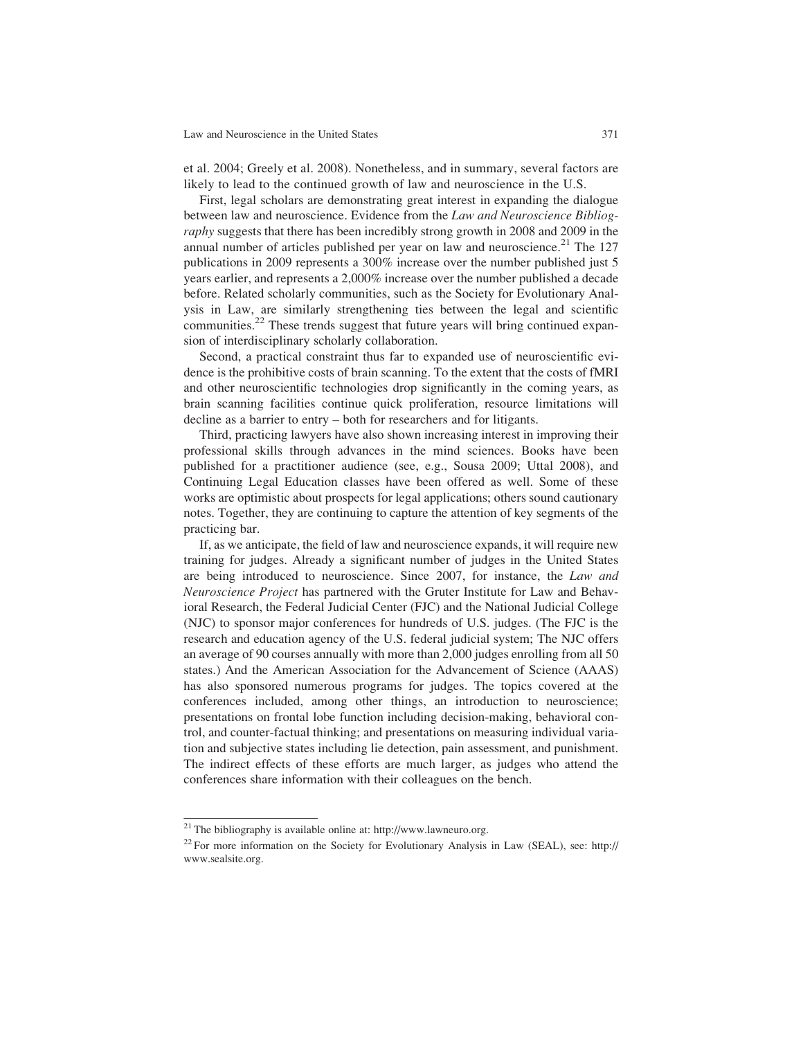et al. 2004; Greely et al. 2008). Nonetheless, and in summary, several factors are likely to lead to the continued growth of law and neuroscience in the U.S.

First, legal scholars are demonstrating great interest in expanding the dialogue between law and neuroscience. Evidence from the *Law and Neuroscience Bibliography* suggests that there has been incredibly strong growth in 2008 and 2009 in the annual number of articles published per year on law and neuroscience.[21] The 127 publications in 2009 represents a 300% increase over the number published just 5 years earlier, and represents a 2,000% increase over the number published a decade before. Related scholarly communities, such as the Society for Evolutionary Analysis in Law, are similarly strengthening ties between the legal and scientific communities.[22] These trends suggest that future years will bring continued expansion of interdisciplinary scholarly collaboration.

Second, a practical constraint thus far to expanded use of neuroscientific evidence is the prohibitive costs of brain scanning. To the extent that the costs of fMRI and other neuroscientific technologies drop significantly in the coming years, as brain scanning facilities continue quick proliferation, resource limitations will decline as a barrier to entry – both for researchers and for litigants.

Third, practicing lawyers have also shown increasing interest in improving their professional skills through advances in the mind sciences. Books have been published for a practitioner audience (see, e.g., Sousa 2009; Uttal 2008), and Continuing Legal Education classes have been offered as well. Some of these works are optimistic about prospects for legal applications; others sound cautionary notes. Together, they are continuing to capture the attention of key segments of the practicing bar.

If, as we anticipate, the field of law and neuroscience expands, it will require new training for judges. Already a significant number of judges in the United States are being introduced to neuroscience. Since 2007, for instance, the *Law and Neuroscience Project* has partnered with the Gruter Institute for Law and Behavioral Research, the Federal Judicial Center (FJC) and the National Judicial College (NJC) to sponsor major conferences for hundreds of U.S. judges. (The FJC is the research and education agency of the U.S. federal judicial system; The NJC offers an average of 90 courses annually with more than 2,000 judges enrolling from all 50 states.) And the American Association for the Advancement of Science (AAAS) has also sponsored numerous programs for judges. The topics covered at the conferences included, among other things, an introduction to neuroscience; presentations on frontal lobe function including decision-making, behavioral control, and counter-factual thinking; and presentations on measuring individual variation and subjective states including lie detection, pain assessment, and punishment. The indirect effects of these efforts are much larger, as judges who attend the conferences share information with their colleagues on the bench.

---

[21] The bibliography is available online at: http://www.lawneuro.org.

[22] For more information on the Society for Evolutionary Analysis in Law (SEAL), see: http://www.sealsite.org.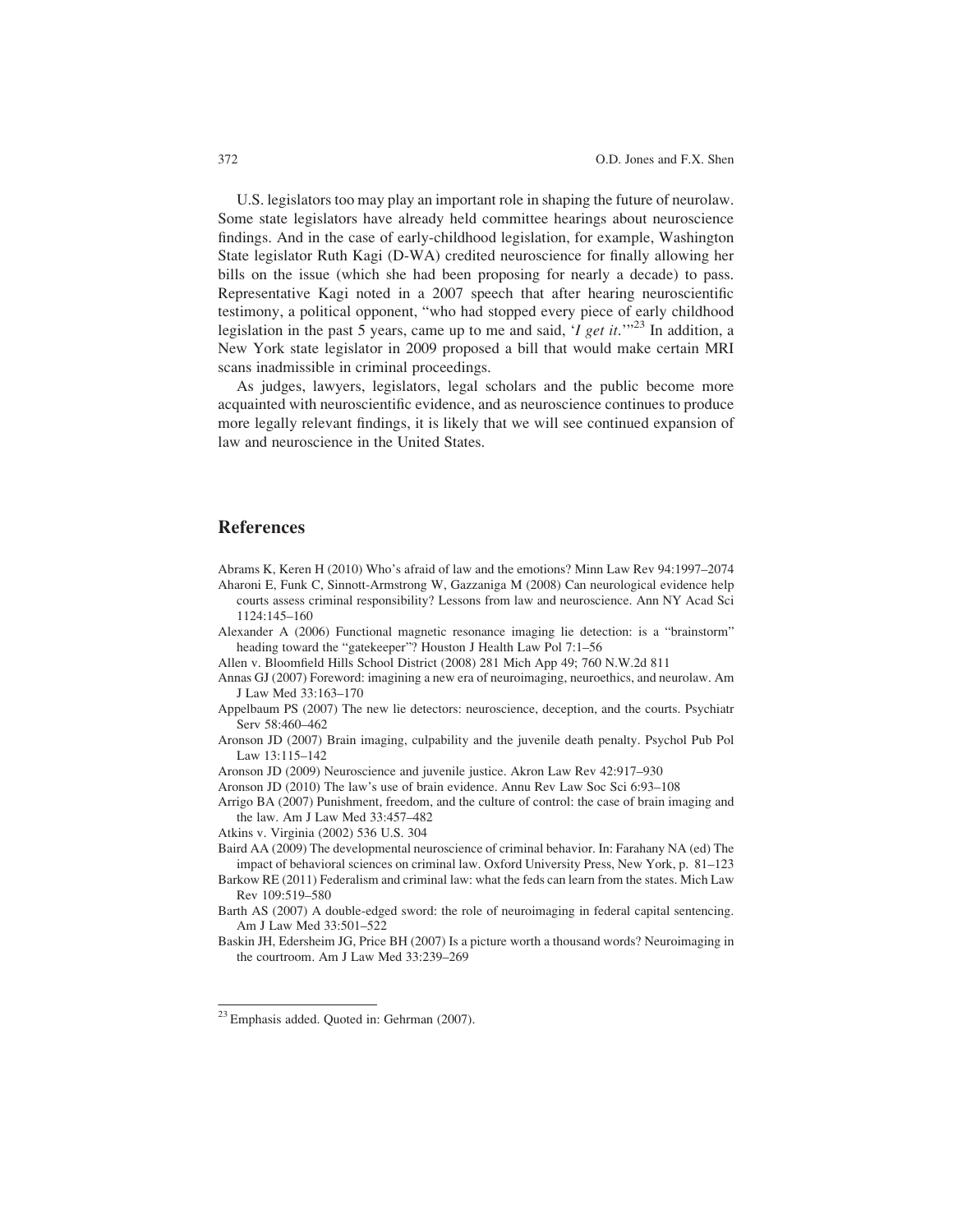U.S. legislators too may play an important role in shaping the future of neurolaw. Some state legislators have already held committee hearings about neuroscience findings. And in the case of early-childhood legislation, for example, Washington State legislator Ruth Kagi (D-WA) credited neuroscience for finally allowing her bills on the issue (which she had been proposing for nearly a decade) to pass. Representative Kagi noted in a 2007 speech that after hearing neuroscientific testimony, a political opponent, "who had stopped every piece of early childhood legislation in the past 5 years, came up to me and said, '*I get it*.'"[23] In addition, a New York state legislator in 2009 proposed a bill that would make certain MRI scans inadmissible in criminal proceedings.

As judges, lawyers, legislators, legal scholars and the public become more acquainted with neuroscientific evidence, and as neuroscience continues to produce more legally relevant findings, it is likely that we will see continued expansion of law and neuroscience in the United States.

## References

Abrams K, Keren H (2010) Who's afraid of law and the emotions? Minn Law Rev 94:1997–2074

Aharoni E, Funk C, Sinnott-Armstrong W, Gazzaniga M (2008) Can neurological evidence help courts assess criminal responsibility? Lessons from law and neuroscience. Ann NY Acad Sci 1124:145–160

Alexander A (2006) Functional magnetic resonance imaging lie detection: is a "brainstorm" heading toward the "gatekeeper"? Houston J Health Law Pol 7:1–56

Allen v. Bloomfield Hills School District (2008) 281 Mich App 49; 760 N.W.2d 811

Annas GJ (2007) Foreword: imagining a new era of neuroimaging, neuroethics, and neurolaw. Am J Law Med 33:163–170

Appelbaum PS (2007) The new lie detectors: neuroscience, deception, and the courts. Psychiatr Serv 58:460–462

Aronson JD (2007) Brain imaging, culpability and the juvenile death penalty. Psychol Pub Pol Law 13:115–142

Aronson JD (2009) Neuroscience and juvenile justice. Akron Law Rev 42:917–930

Aronson JD (2010) The law's use of brain evidence. Annu Rev Law Soc Sci 6:93–108

Arrigo BA (2007) Punishment, freedom, and the culture of control: the case of brain imaging and the law. Am J Law Med 33:457–482

Atkins v. Virginia (2002) 536 U.S. 304

Baird AA (2009) The developmental neuroscience of criminal behavior. In: Farahany NA (ed) The impact of behavioral sciences on criminal law. Oxford University Press, New York, p. 81–123

Barkow RE (2011) Federalism and criminal law: what the feds can learn from the states. Mich Law Rev 109:519–580

Barth AS (2007) A double-edged sword: the role of neuroimaging in federal capital sentencing. Am J Law Med 33:501–522

Baskin JH, Edersheim JG, Price BH (2007) Is a picture worth a thousand words? Neuroimaging in the courtroom. Am J Law Med 33:239–269

---

[23] Emphasis added. Quoted in: Gehrman (2007).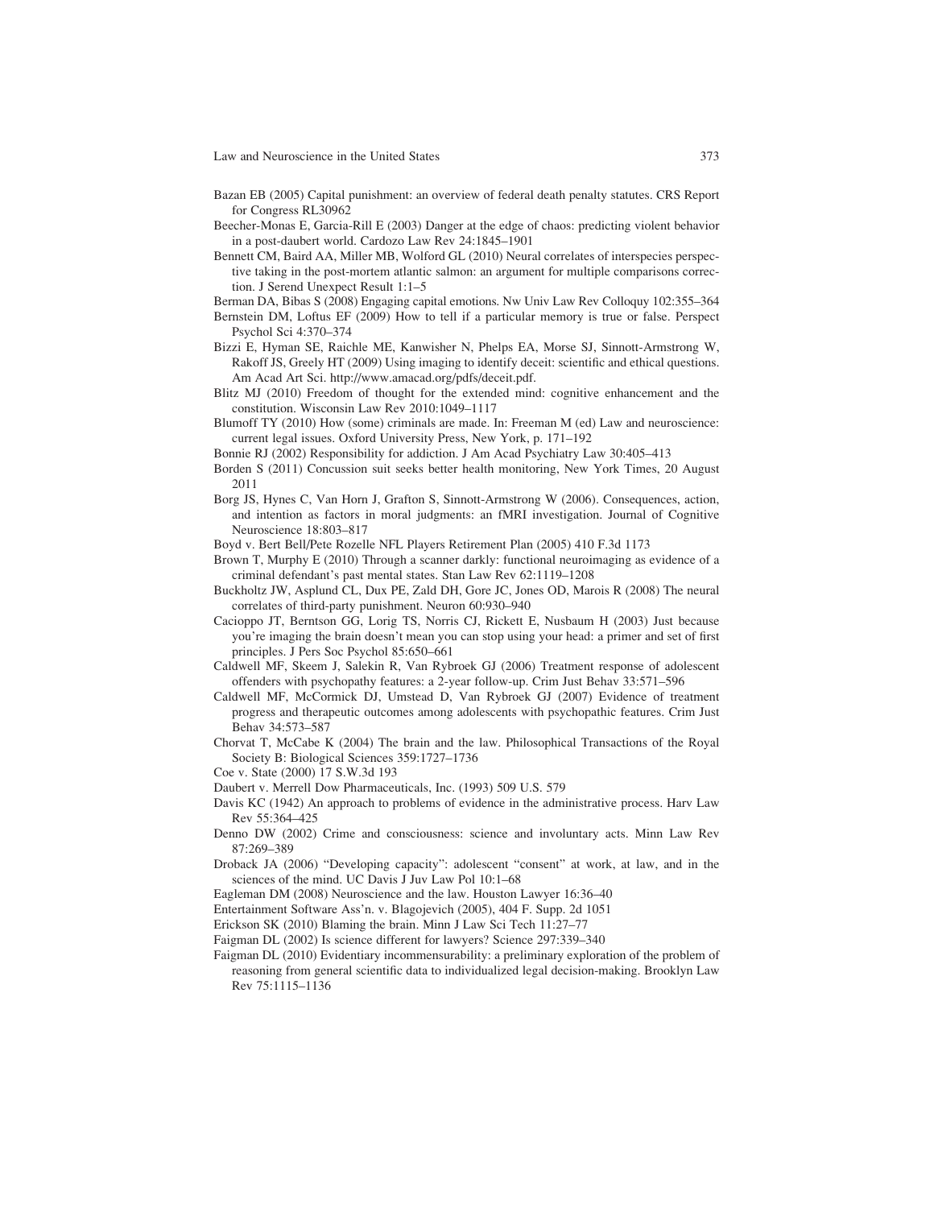Bazan EB (2005) Capital punishment: an overview of federal death penalty statutes. CRS Report for Congress RL30962

Beecher-Monas E, Garcia-Rill E (2003) Danger at the edge of chaos: predicting violent behavior in a post-daubert world. Cardozo Law Rev 24:1845–1901

Bennett CM, Baird AA, Miller MB, Wolford GL (2010) Neural correlates of interspecies perspective taking in the post-mortem atlantic salmon: an argument for multiple comparisons correction. J Serend Unexpect Result 1:1–5

Berman DA, Bibas S (2008) Engaging capital emotions. Nw Univ Law Rev Colloquy 102:355–364

Bernstein DM, Loftus EF (2009) How to tell if a particular memory is true or false. Perspect Psychol Sci 4:370–374

Bizzi E, Hyman SE, Raichle ME, Kanwisher N, Phelps EA, Morse SJ, Sinnott-Armstrong W, Rakoff JS, Greely HT (2009) Using imaging to identify deceit: scientific and ethical questions. Am Acad Art Sci. http://www.amacad.org/pdfs/deceit.pdf.

Blitz MJ (2010) Freedom of thought for the extended mind: cognitive enhancement and the constitution. Wisconsin Law Rev 2010:1049–1117

Blumoff TY (2010) How (some) criminals are made. In: Freeman M (ed) Law and neuroscience: current legal issues. Oxford University Press, New York, p. 171–192

Bonnie RJ (2002) Responsibility for addiction. J Am Acad Psychiatry Law 30:405–413

Borden S (2011) Concussion suit seeks better health monitoring, New York Times, 20 August 2011

Borg JS, Hynes C, Van Horn J, Grafton S, Sinnott-Armstrong W (2006). Consequences, action, and intention as factors in moral judgments: an fMRI investigation. Journal of Cognitive Neuroscience 18:803–817

Boyd v. Bert Bell/Pete Rozelle NFL Players Retirement Plan (2005) 410 F.3d 1173

Brown T, Murphy E (2010) Through a scanner darkly: functional neuroimaging as evidence of a criminal defendant's past mental states. Stan Law Rev 62:1119–1208

Buckholtz JW, Asplund CL, Dux PE, Zald DH, Gore JC, Jones OD, Marois R (2008) The neural correlates of third-party punishment. Neuron 60:930–940

Cacioppo JT, Berntson GG, Lorig TS, Norris CJ, Rickett E, Nusbaum H (2003) Just because you're imaging the brain doesn't mean you can stop using your head: a primer and set of first principles. J Pers Soc Psychol 85:650–661

Caldwell MF, Skeem J, Salekin R, Van Rybroek GJ (2006) Treatment response of adolescent offenders with psychopathy features: a 2-year follow-up. Crim Just Behav 33:571–596

Caldwell MF, McCormick DJ, Umstead D, Van Rybroek GJ (2007) Evidence of treatment progress and therapeutic outcomes among adolescents with psychopathic features. Crim Just Behav 34:573–587

Chorvat T, McCabe K (2004) The brain and the law. Philosophical Transactions of the Royal Society B: Biological Sciences 359:1727–1736

Coe v. State (2000) 17 S.W.3d 193

Daubert v. Merrell Dow Pharmaceuticals, Inc. (1993) 509 U.S. 579

Davis KC (1942) An approach to problems of evidence in the administrative process. Harv Law Rev 55:364–425

Denno DW (2002) Crime and consciousness: science and involuntary acts. Minn Law Rev 87:269–389

Droback JA (2006) "Developing capacity": adolescent "consent" at work, at law, and in the sciences of the mind. UC Davis J Juv Law Pol 10:1–68

Eagleman DM (2008) Neuroscience and the law. Houston Lawyer 16:36–40

Entertainment Software Ass'n. v. Blagojevich (2005), 404 F. Supp. 2d 1051

Erickson SK (2010) Blaming the brain. Minn J Law Sci Tech 11:27–77

Faigman DL (2002) Is science different for lawyers? Science 297:339–340

Faigman DL (2010) Evidentiary incommensurability: a preliminary exploration of the problem of reasoning from general scientific data to individualized legal decision-making. Brooklyn Law Rev 75:1115–1136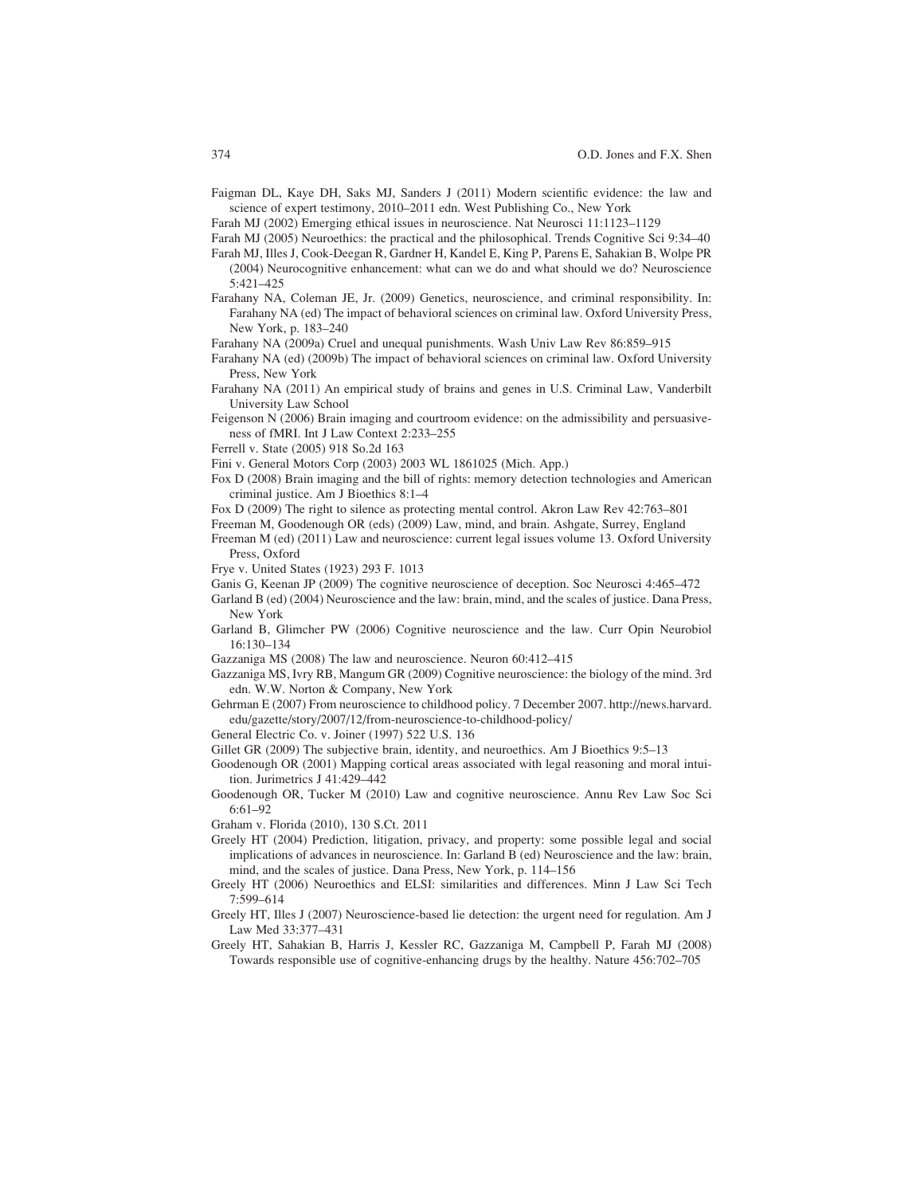Faigman DL, Kaye DH, Saks MJ, Sanders J (2011) Modern scientific evidence: the law and science of expert testimony, 2010–2011 edn. West Publishing Co., New York

Farah MJ (2002) Emerging ethical issues in neuroscience. Nat Neurosci 11:1123–1129

Farah MJ (2005) Neuroethics: the practical and the philosophical. Trends Cognitive Sci 9:34–40

Farah MJ, Illes J, Cook-Deegan R, Gardner H, Kandel E, King P, Parens E, Sahakian B, Wolpe PR (2004) Neurocognitive enhancement: what can we do and what should we do? Neuroscience 5:421–425

Farahany NA, Coleman JE, Jr. (2009) Genetics, neuroscience, and criminal responsibility. In: Farahany NA (ed) The impact of behavioral sciences on criminal law. Oxford University Press, New York, p. 183–240

Farahany NA (2009a) Cruel and unequal punishments. Wash Univ Law Rev 86:859–915

Farahany NA (ed) (2009b) The impact of behavioral sciences on criminal law. Oxford University Press, New York

Farahany NA (2011) An empirical study of brains and genes in U.S. Criminal Law, Vanderbilt University Law School

Feigenson N (2006) Brain imaging and courtroom evidence: on the admissibility and persuasiveness of fMRI. Int J Law Context 2:233–255

Ferrell v. State (2005) 918 So.2d 163

Fini v. General Motors Corp (2003) 2003 WL 1861025 (Mich. App.)

Fox D (2008) Brain imaging and the bill of rights: memory detection technologies and American criminal justice. Am J Bioethics 8:1–4

Fox D (2009) The right to silence as protecting mental control. Akron Law Rev 42:763–801

Freeman M, Goodenough OR (eds) (2009) Law, mind, and brain. Ashgate, Surrey, England

Freeman M (ed) (2011) Law and neuroscience: current legal issues volume 13. Oxford University Press, Oxford

Frye v. United States (1923) 293 F. 1013

Ganis G, Keenan JP (2009) The cognitive neuroscience of deception. Soc Neurosci 4:465–472

Garland B (ed) (2004) Neuroscience and the law: brain, mind, and the scales of justice. Dana Press, New York

Garland B, Glimcher PW (2006) Cognitive neuroscience and the law. Curr Opin Neurobiol 16:130–134

Gazzaniga MS (2008) The law and neuroscience. Neuron 60:412–415

Gazzaniga MS, Ivry RB, Mangum GR (2009) Cognitive neuroscience: the biology of the mind. 3rd edn. W.W. Norton & Company, New York

Gehrman E (2007) From neuroscience to childhood policy. 7 December 2007. http://news.harvard.edu/gazette/story/2007/12/from-neuroscience-to-childhood-policy/

General Electric Co. v. Joiner (1997) 522 U.S. 136

Gillet GR (2009) The subjective brain, identity, and neuroethics. Am J Bioethics 9:5–13

Goodenough OR (2001) Mapping cortical areas associated with legal reasoning and moral intuition. Jurimetrics J 41:429–442

Goodenough OR, Tucker M (2010) Law and cognitive neuroscience. Annu Rev Law Soc Sci 6:61–92

Graham v. Florida (2010), 130 S.Ct. 2011

Greely HT (2004) Prediction, litigation, privacy, and property: some possible legal and social implications of advances in neuroscience. In: Garland B (ed) Neuroscience and the law: brain, mind, and the scales of justice. Dana Press, New York, p. 114–156

Greely HT (2006) Neuroethics and ELSI: similarities and differences. Minn J Law Sci Tech 7:599–614

Greely HT, Illes J (2007) Neuroscience-based lie detection: the urgent need for regulation. Am J Law Med 33:377–431

Greely HT, Sahakian B, Harris J, Kessler RC, Gazzaniga M, Campbell P, Farah MJ (2008) Towards responsible use of cognitive-enhancing drugs by the healthy. Nature 456:702–705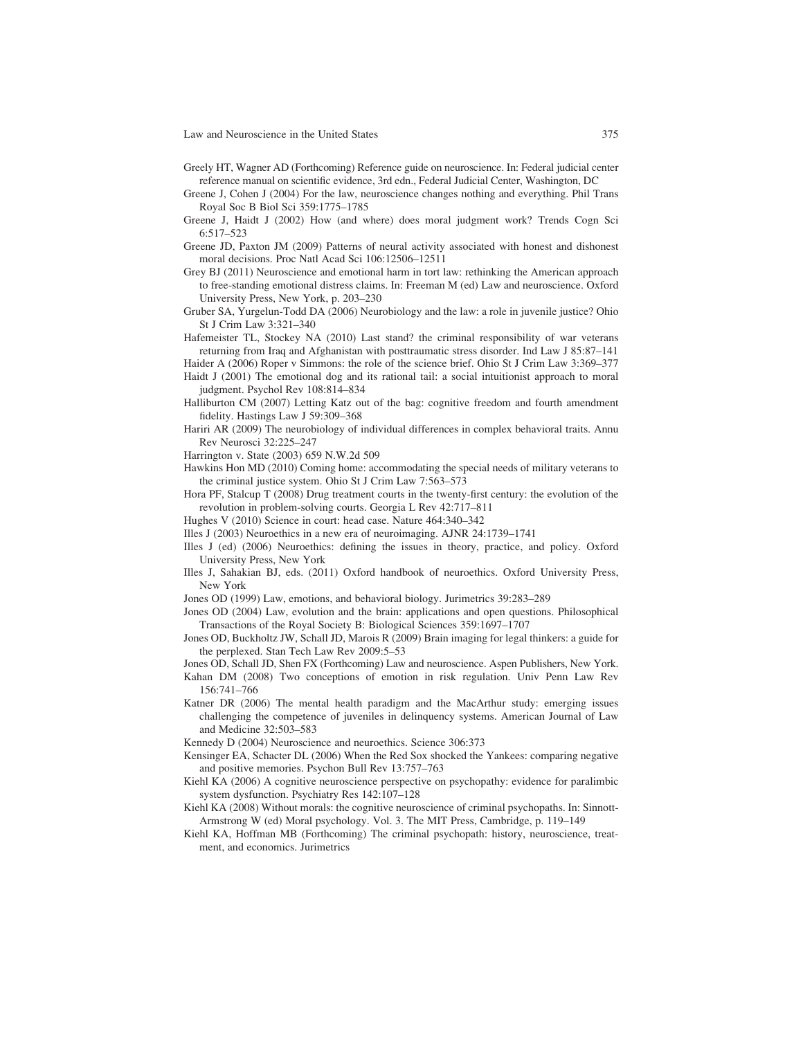Greely HT, Wagner AD (Forthcoming) Reference guide on neuroscience. In: Federal judicial center reference manual on scientific evidence, 3rd edn., Federal Judicial Center, Washington, DC

Greene J, Cohen J (2004) For the law, neuroscience changes nothing and everything. Phil Trans Royal Soc B Biol Sci 359:1775–1785

Greene J, Haidt J (2002) How (and where) does moral judgment work? Trends Cogn Sci 6:517–523

Greene JD, Paxton JM (2009) Patterns of neural activity associated with honest and dishonest moral decisions. Proc Natl Acad Sci 106:12506–12511

Grey BJ (2011) Neuroscience and emotional harm in tort law: rethinking the American approach to free-standing emotional distress claims. In: Freeman M (ed) Law and neuroscience. Oxford University Press, New York, p. 203–230

Gruber SA, Yurgelun-Todd DA (2006) Neurobiology and the law: a role in juvenile justice? Ohio St J Crim Law 3:321–340

Hafemeister TL, Stockey NA (2010) Last stand? the criminal responsibility of war veterans returning from Iraq and Afghanistan with posttraumatic stress disorder. Ind Law J 85:87–141

Haider A (2006) Roper v Simmons: the role of the science brief. Ohio St J Crim Law 3:369–377

Haidt J (2001) The emotional dog and its rational tail: a social intuitionist approach to moral judgment. Psychol Rev 108:814–834

Halliburton CM (2007) Letting Katz out of the bag: cognitive freedom and fourth amendment fidelity. Hastings Law J 59:309–368

Hariri AR (2009) The neurobiology of individual differences in complex behavioral traits. Annu Rev Neurosci 32:225–247

Harrington v. State (2003) 659 N.W.2d 509

Hawkins Hon MD (2010) Coming home: accommodating the special needs of military veterans to the criminal justice system. Ohio St J Crim Law 7:563–573

Hora PF, Stalcup T (2008) Drug treatment courts in the twenty-first century: the evolution of the revolution in problem-solving courts. Georgia L Rev 42:717–811

Hughes V (2010) Science in court: head case. Nature 464:340–342

Illes J (2003) Neuroethics in a new era of neuroimaging. AJNR 24:1739–1741

Illes J (ed) (2006) Neuroethics: defining the issues in theory, practice, and policy. Oxford University Press, New York

Illes J, Sahakian BJ, eds. (2011) Oxford handbook of neuroethics. Oxford University Press, New York

Jones OD (1999) Law, emotions, and behavioral biology. Jurimetrics 39:283–289

Jones OD (2004) Law, evolution and the brain: applications and open questions. Philosophical Transactions of the Royal Society B: Biological Sciences 359:1697–1707

Jones OD, Buckholtz JW, Schall JD, Marois R (2009) Brain imaging for legal thinkers: a guide for the perplexed. Stan Tech Law Rev 2009:5–53

Jones OD, Schall JD, Shen FX (Forthcoming) Law and neuroscience. Aspen Publishers, New York.

Kahan DM (2008) Two conceptions of emotion in risk regulation. Univ Penn Law Rev 156:741–766

Katner DR (2006) The mental health paradigm and the MacArthur study: emerging issues challenging the competence of juveniles in delinquency systems. American Journal of Law and Medicine 32:503–583

Kennedy D (2004) Neuroscience and neuroethics. Science 306:373

Kensinger EA, Schacter DL (2006) When the Red Sox shocked the Yankees: comparing negative and positive memories. Psychon Bull Rev 13:757–763

Kiehl KA (2006) A cognitive neuroscience perspective on psychopathy: evidence for paralimbic system dysfunction. Psychiatry Res 142:107–128

Kiehl KA (2008) Without morals: the cognitive neuroscience of criminal psychopaths. In: Sinnott-Armstrong W (ed) Moral psychology. Vol. 3. The MIT Press, Cambridge, p. 119–149

Kiehl KA, Hoffman MB (Forthcoming) The criminal psychopath: history, neuroscience, treatment, and economics. Jurimetrics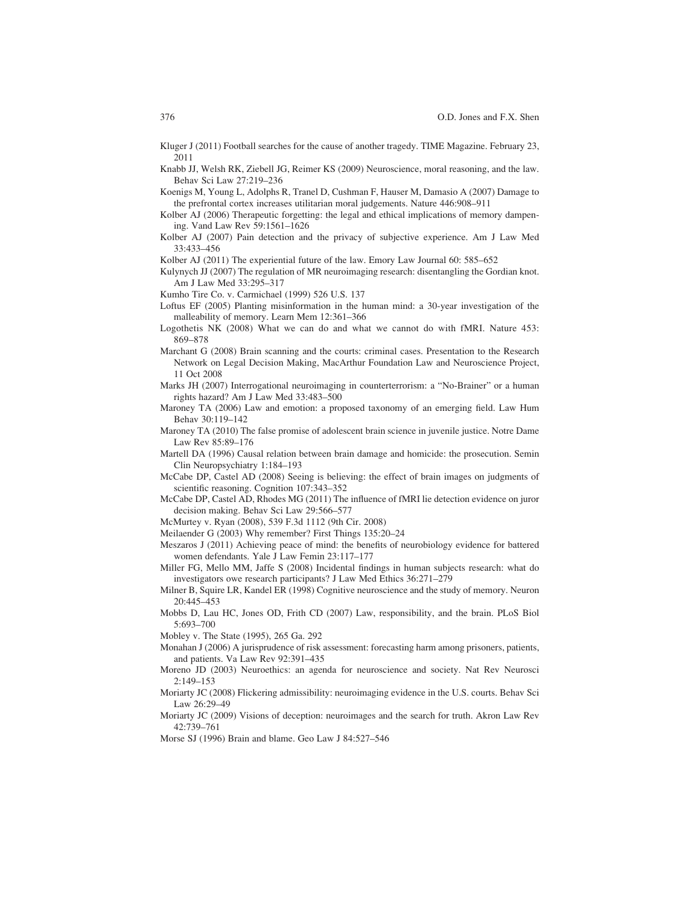Kluger J (2011) Football searches for the cause of another tragedy. TIME Magazine. February 23, 2011

Knabb JJ, Welsh RK, Ziebell JG, Reimer KS (2009) Neuroscience, moral reasoning, and the law. Behav Sci Law 27:219–236

Koenigs M, Young L, Adolphs R, Tranel D, Cushman F, Hauser M, Damasio A (2007) Damage to the prefrontal cortex increases utilitarian moral judgements. Nature 446:908–911

Kolber AJ (2006) Therapeutic forgetting: the legal and ethical implications of memory dampening. Vand Law Rev 59:1561–1626

Kolber AJ (2007) Pain detection and the privacy of subjective experience. Am J Law Med 33:433–456

Kolber AJ (2011) The experiential future of the law. Emory Law Journal 60: 585–652

Kulynych JJ (2007) The regulation of MR neuroimaging research: disentangling the Gordian knot. Am J Law Med 33:295–317

Kumho Tire Co. v. Carmichael (1999) 526 U.S. 137

Loftus EF (2005) Planting misinformation in the human mind: a 30-year investigation of the malleability of memory. Learn Mem 12:361–366

Logothetis NK (2008) What we can do and what we cannot do with fMRI. Nature 453: 869–878

Marchant G (2008) Brain scanning and the courts: criminal cases. Presentation to the Research Network on Legal Decision Making, MacArthur Foundation Law and Neuroscience Project, 11 Oct 2008

Marks JH (2007) Interrogational neuroimaging in counterterrorism: a "No-Brainer" or a human rights hazard? Am J Law Med 33:483–500

Maroney TA (2006) Law and emotion: a proposed taxonomy of an emerging field. Law Hum Behav 30:119–142

Maroney TA (2010) The false promise of adolescent brain science in juvenile justice. Notre Dame Law Rev 85:89–176

Martell DA (1996) Causal relation between brain damage and homicide: the prosecution. Semin Clin Neuropsychiatry 1:184–193

McCabe DP, Castel AD (2008) Seeing is believing: the effect of brain images on judgments of scientific reasoning. Cognition 107:343–352

McCabe DP, Castel AD, Rhodes MG (2011) The influence of fMRI lie detection evidence on juror decision making. Behav Sci Law 29:566–577

McMurtey v. Ryan (2008), 539 F.3d 1112 (9th Cir. 2008)

Meilaender G (2003) Why remember? First Things 135:20–24

Meszaros J (2011) Achieving peace of mind: the benefits of neurobiology evidence for battered women defendants. Yale J Law Femin 23:117–177

Miller FG, Mello MM, Jaffe S (2008) Incidental findings in human subjects research: what do investigators owe research participants? J Law Med Ethics 36:271–279

Milner B, Squire LR, Kandel ER (1998) Cognitive neuroscience and the study of memory. Neuron 20:445–453

Mobbs D, Lau HC, Jones OD, Frith CD (2007) Law, responsibility, and the brain. PLoS Biol 5:693–700

Mobley v. The State (1995), 265 Ga. 292

Monahan J (2006) A jurisprudence of risk assessment: forecasting harm among prisoners, patients, and patients. Va Law Rev 92:391–435

Moreno JD (2003) Neuroethics: an agenda for neuroscience and society. Nat Rev Neurosci 2:149–153

Moriarty JC (2008) Flickering admissibility: neuroimaging evidence in the U.S. courts. Behav Sci Law 26:29–49

Moriarty JC (2009) Visions of deception: neuroimages and the search for truth. Akron Law Rev 42:739–761

Morse SJ (1996) Brain and blame. Geo Law J 84:527–546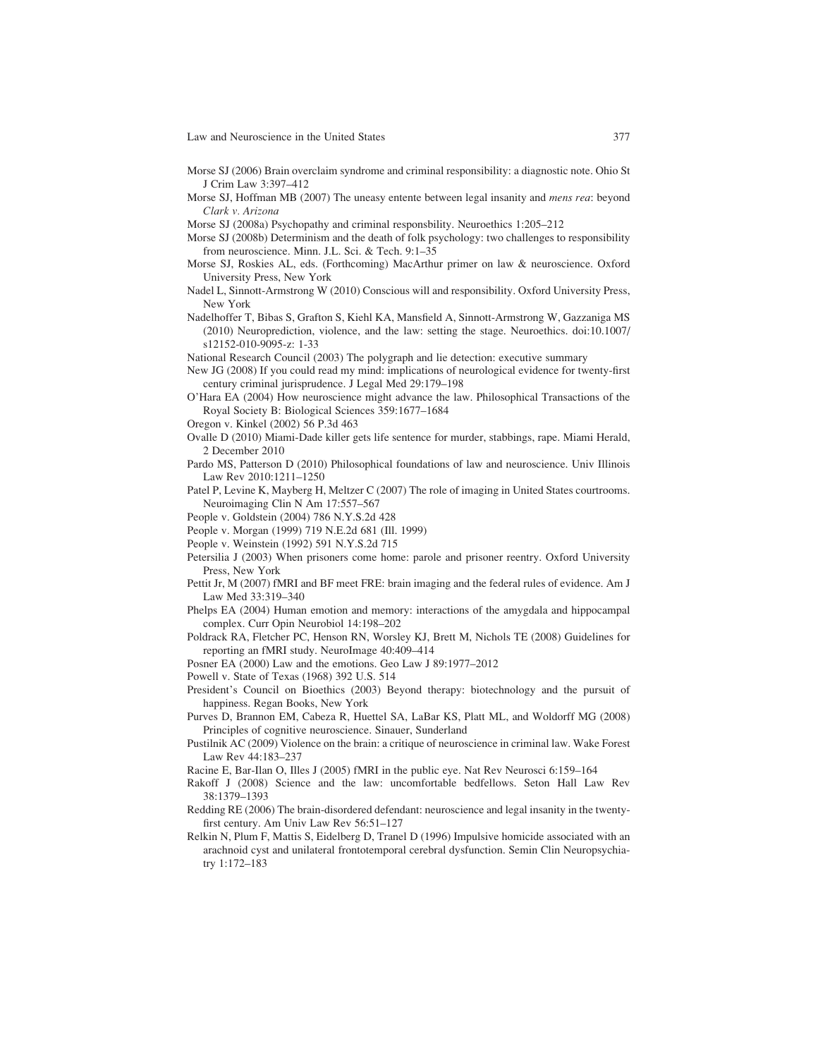Morse SJ (2006) Brain overclaim syndrome and criminal responsibility: a diagnostic note. Ohio St J Crim Law 3:397–412

Morse SJ, Hoffman MB (2007) The uneasy entente between legal insanity and *mens rea*: beyond *Clark v. Arizona*

Morse SJ (2008a) Psychopathy and criminal responsbility. Neuroethics 1:205–212

Morse SJ (2008b) Determinism and the death of folk psychology: two challenges to responsibility from neuroscience. Minn. J.L. Sci. & Tech. 9:1–35

Morse SJ, Roskies AL, eds. (Forthcoming) MacArthur primer on law & neuroscience. Oxford University Press, New York

Nadel L, Sinnott-Armstrong W (2010) Conscious will and responsibility. Oxford University Press, New York

Nadelhoffer T, Bibas S, Grafton S, Kiehl KA, Mansfield A, Sinnott-Armstrong W, Gazzaniga MS (2010) Neuroprediction, violence, and the law: setting the stage. Neuroethics. doi:10.1007/s12152-010-9095-z: 1-33

National Research Council (2003) The polygraph and lie detection: executive summary

New JG (2008) If you could read my mind: implications of neurological evidence for twenty-first century criminal jurisprudence. J Legal Med 29:179–198

O'Hara EA (2004) How neuroscience might advance the law. Philosophical Transactions of the Royal Society B: Biological Sciences 359:1677–1684

Oregon v. Kinkel (2002) 56 P.3d 463

Ovalle D (2010) Miami-Dade killer gets life sentence for murder, stabbings, rape. Miami Herald, 2 December 2010

Pardo MS, Patterson D (2010) Philosophical foundations of law and neuroscience. Univ Illinois Law Rev 2010:1211–1250

Patel P, Levine K, Mayberg H, Meltzer C (2007) The role of imaging in United States courtrooms. Neuroimaging Clin N Am 17:557–567

People v. Goldstein (2004) 786 N.Y.S.2d 428

People v. Morgan (1999) 719 N.E.2d 681 (Ill. 1999)

People v. Weinstein (1992) 591 N.Y.S.2d 715

Petersilia J (2003) When prisoners come home: parole and prisoner reentry. Oxford University Press, New York

Pettit Jr, M (2007) fMRI and BF meet FRE: brain imaging and the federal rules of evidence. Am J Law Med 33:319–340

Phelps EA (2004) Human emotion and memory: interactions of the amygdala and hippocampal complex. Curr Opin Neurobiol 14:198–202

Poldrack RA, Fletcher PC, Henson RN, Worsley KJ, Brett M, Nichols TE (2008) Guidelines for reporting an fMRI study. NeuroImage 40:409–414

Posner EA (2000) Law and the emotions. Geo Law J 89:1977–2012

Powell v. State of Texas (1968) 392 U.S. 514

President's Council on Bioethics (2003) Beyond therapy: biotechnology and the pursuit of happiness. Regan Books, New York

Purves D, Brannon EM, Cabeza R, Huettel SA, LaBar KS, Platt ML, and Woldorff MG (2008) Principles of cognitive neuroscience. Sinauer, Sunderland

Pustilnik AC (2009) Violence on the brain: a critique of neuroscience in criminal law. Wake Forest Law Rev 44:183–237

Racine E, Bar-Ilan O, Illes J (2005) fMRI in the public eye. Nat Rev Neurosci 6:159–164

Rakoff J (2008) Science and the law: uncomfortable bedfellows. Seton Hall Law Rev 38:1379–1393

Redding RE (2006) The brain-disordered defendant: neuroscience and legal insanity in the twenty-first century. Am Univ Law Rev 56:51–127

Relkin N, Plum F, Mattis S, Eidelberg D, Tranel D (1996) Impulsive homicide associated with an arachnoid cyst and unilateral frontotemporal cerebral dysfunction. Semin Clin Neuropsychiatry 1:172–183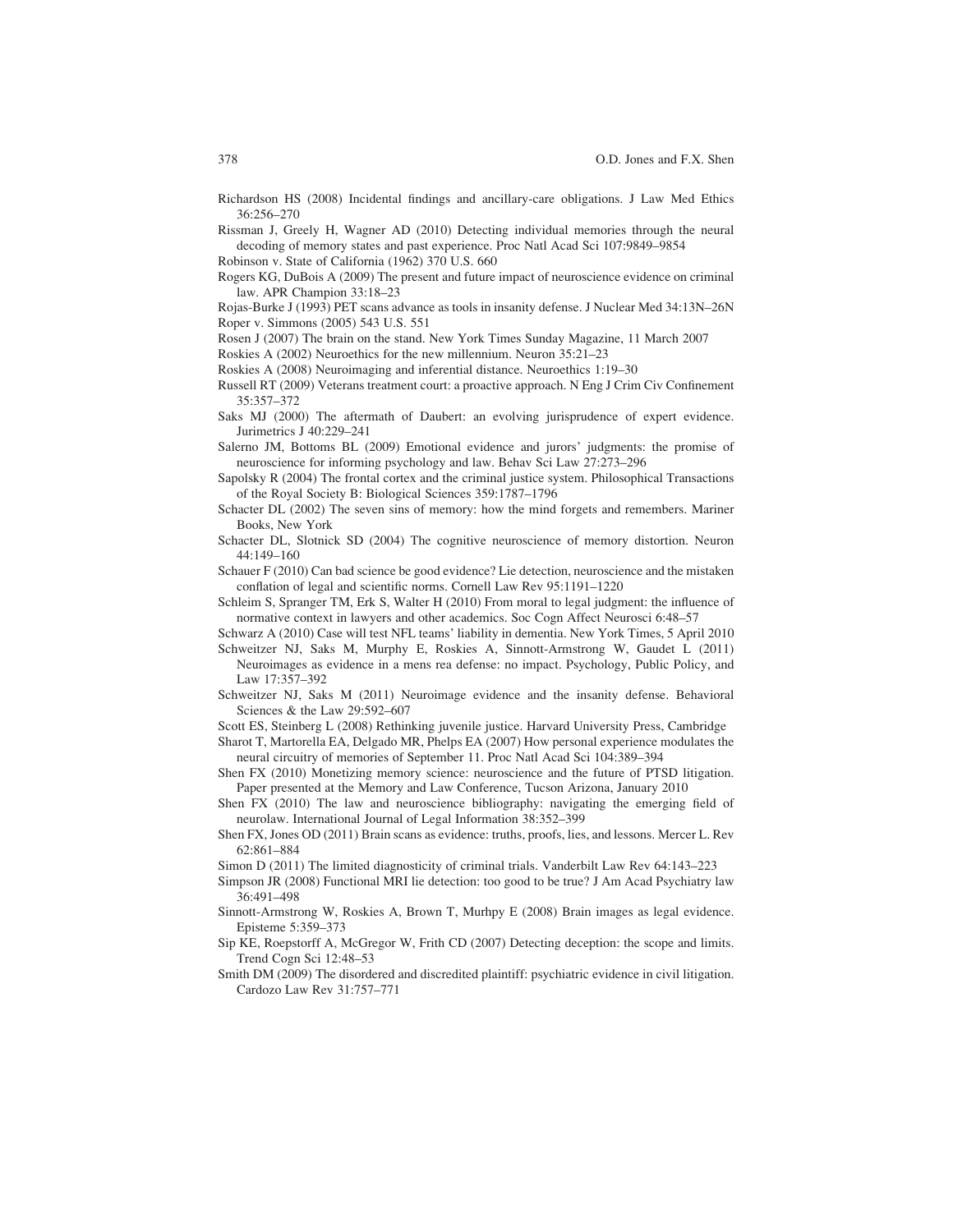Richardson HS (2008) Incidental findings and ancillary-care obligations. J Law Med Ethics 36:256–270

Rissman J, Greely H, Wagner AD (2010) Detecting individual memories through the neural decoding of memory states and past experience. Proc Natl Acad Sci 107:9849–9854

Robinson v. State of California (1962) 370 U.S. 660

Rogers KG, DuBois A (2009) The present and future impact of neuroscience evidence on criminal law. APR Champion 33:18–23

Rojas-Burke J (1993) PET scans advance as tools in insanity defense. J Nuclear Med 34:13N–26N

Roper v. Simmons (2005) 543 U.S. 551

Rosen J (2007) The brain on the stand. New York Times Sunday Magazine, 11 March 2007

Roskies A (2002) Neuroethics for the new millennium. Neuron 35:21–23

Roskies A (2008) Neuroimaging and inferential distance. Neuroethics 1:19–30

Russell RT (2009) Veterans treatment court: a proactive approach. N Eng J Crim Civ Confinement 35:357–372

Saks MJ (2000) The aftermath of Daubert: an evolving jurisprudence of expert evidence. Jurimetrics J 40:229–241

Salerno JM, Bottoms BL (2009) Emotional evidence and jurors' judgments: the promise of neuroscience for informing psychology and law. Behav Sci Law 27:273–296

Sapolsky R (2004) The frontal cortex and the criminal justice system. Philosophical Transactions of the Royal Society B: Biological Sciences 359:1787–1796

Schacter DL (2002) The seven sins of memory: how the mind forgets and remembers. Mariner Books, New York

Schacter DL, Slotnick SD (2004) The cognitive neuroscience of memory distortion. Neuron 44:149–160

Schauer F (2010) Can bad science be good evidence? Lie detection, neuroscience and the mistaken conflation of legal and scientific norms. Cornell Law Rev 95:1191–1220

Schleim S, Spranger TM, Erk S, Walter H (2010) From moral to legal judgment: the influence of normative context in lawyers and other academics. Soc Cogn Affect Neurosci 6:48–57

Schwarz A (2010) Case will test NFL teams' liability in dementia. New York Times, 5 April 2010

Schweitzer NJ, Saks M, Murphy E, Roskies A, Sinnott-Armstrong W, Gaudet L (2011) Neuroimages as evidence in a mens rea defense: no impact. Psychology, Public Policy, and Law 17:357–392

Schweitzer NJ, Saks M (2011) Neuroimage evidence and the insanity defense. Behavioral Sciences & the Law 29:592–607

Scott ES, Steinberg L (2008) Rethinking juvenile justice. Harvard University Press, Cambridge

Sharot T, Martorella EA, Delgado MR, Phelps EA (2007) How personal experience modulates the neural circuitry of memories of September 11. Proc Natl Acad Sci 104:389–394

Shen FX (2010) Monetizing memory science: neuroscience and the future of PTSD litigation. Paper presented at the Memory and Law Conference, Tucson Arizona, January 2010

Shen FX (2010) The law and neuroscience bibliography: navigating the emerging field of neurolaw. International Journal of Legal Information 38:352–399

Shen FX, Jones OD (2011) Brain scans as evidence: truths, proofs, lies, and lessons. Mercer L. Rev 62:861–884

Simon D (2011) The limited diagnosticity of criminal trials. Vanderbilt Law Rev 64:143–223

Simpson JR (2008) Functional MRI lie detection: too good to be true? J Am Acad Psychiatry law 36:491–498

Sinnott-Armstrong W, Roskies A, Brown T, Murhpy E (2008) Brain images as legal evidence. Episteme 5:359–373

Sip KE, Roepstorff A, McGregor W, Frith CD (2007) Detecting deception: the scope and limits. Trend Cogn Sci 12:48–53

Smith DM (2009) The disordered and discredited plaintiff: psychiatric evidence in civil litigation. Cardozo Law Rev 31:757–771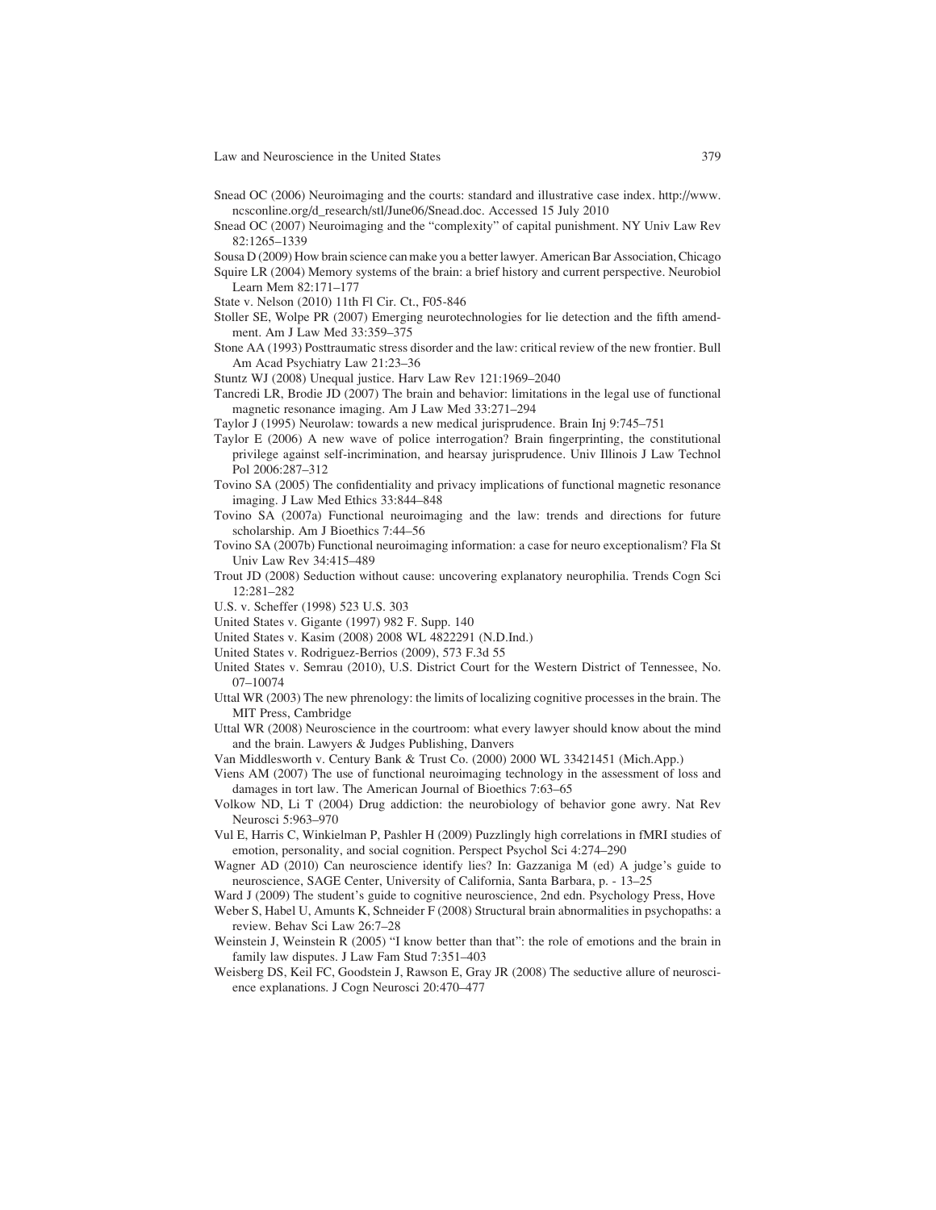Snead OC (2006) Neuroimaging and the courts: standard and illustrative case index. http://www.ncsconline.org/d_research/stl/June06/Snead.doc. Accessed 15 July 2010

Snead OC (2007) Neuroimaging and the "complexity" of capital punishment. NY Univ Law Rev 82:1265–1339

Sousa D (2009) How brain science can make you a better lawyer. American Bar Association, Chicago

Squire LR (2004) Memory systems of the brain: a brief history and current perspective. Neurobiol Learn Mem 82:171–177

State v. Nelson (2010) 11th Fl Cir. Ct., F05-846

Stoller SE, Wolpe PR (2007) Emerging neurotechnologies for lie detection and the fifth amendment. Am J Law Med 33:359–375

Stone AA (1993) Posttraumatic stress disorder and the law: critical review of the new frontier. Bull Am Acad Psychiatry Law 21:23–36

Stuntz WJ (2008) Unequal justice. Harv Law Rev 121:1969–2040

Tancredi LR, Brodie JD (2007) The brain and behavior: limitations in the legal use of functional magnetic resonance imaging. Am J Law Med 33:271–294

Taylor J (1995) Neurolaw: towards a new medical jurisprudence. Brain Inj 9:745–751

Taylor E (2006) A new wave of police interrogation? Brain fingerprinting, the constitutional privilege against self-incrimination, and hearsay jurisprudence. Univ Illinois J Law Technol Pol 2006:287–312

Tovino SA (2005) The confidentiality and privacy implications of functional magnetic resonance imaging. J Law Med Ethics 33:844–848

Tovino SA (2007a) Functional neuroimaging and the law: trends and directions for future scholarship. Am J Bioethics 7:44–56

Tovino SA (2007b) Functional neuroimaging information: a case for neuro exceptionalism? Fla St Univ Law Rev 34:415–489

Trout JD (2008) Seduction without cause: uncovering explanatory neurophilia. Trends Cogn Sci 12:281–282

U.S. v. Scheffer (1998) 523 U.S. 303

United States v. Gigante (1997) 982 F. Supp. 140

United States v. Kasim (2008) 2008 WL 4822291 (N.D.Ind.)

United States v. Rodriguez-Berrios (2009), 573 F.3d 55

United States v. Semrau (2010), U.S. District Court for the Western District of Tennessee, No. 07–10074

Uttal WR (2003) The new phrenology: the limits of localizing cognitive processes in the brain. The MIT Press, Cambridge

Uttal WR (2008) Neuroscience in the courtroom: what every lawyer should know about the mind and the brain. Lawyers & Judges Publishing, Danvers

Van Middlesworth v. Century Bank & Trust Co. (2000) 2000 WL 33421451 (Mich.App.)

Viens AM (2007) The use of functional neuroimaging technology in the assessment of loss and damages in tort law. The American Journal of Bioethics 7:63–65

Volkow ND, Li T (2004) Drug addiction: the neurobiology of behavior gone awry. Nat Rev Neurosci 5:963–970

Vul E, Harris C, Winkielman P, Pashler H (2009) Puzzlingly high correlations in fMRI studies of emotion, personality, and social cognition. Perspect Psychol Sci 4:274–290

Wagner AD (2010) Can neuroscience identify lies? In: Gazzaniga M (ed) A judge's guide to neuroscience, SAGE Center, University of California, Santa Barbara, p. - 13–25

Ward J (2009) The student's guide to cognitive neuroscience, 2nd edn. Psychology Press, Hove

Weber S, Habel U, Amunts K, Schneider F (2008) Structural brain abnormalities in psychopaths: a review. Behav Sci Law 26:7–28

Weinstein J, Weinstein R (2005) "I know better than that": the role of emotions and the brain in family law disputes. J Law Fam Stud 7:351–403

Weisberg DS, Keil FC, Goodstein J, Rawson E, Gray JR (2008) The seductive allure of neuroscience explanations. J Cogn Neurosci 20:470–477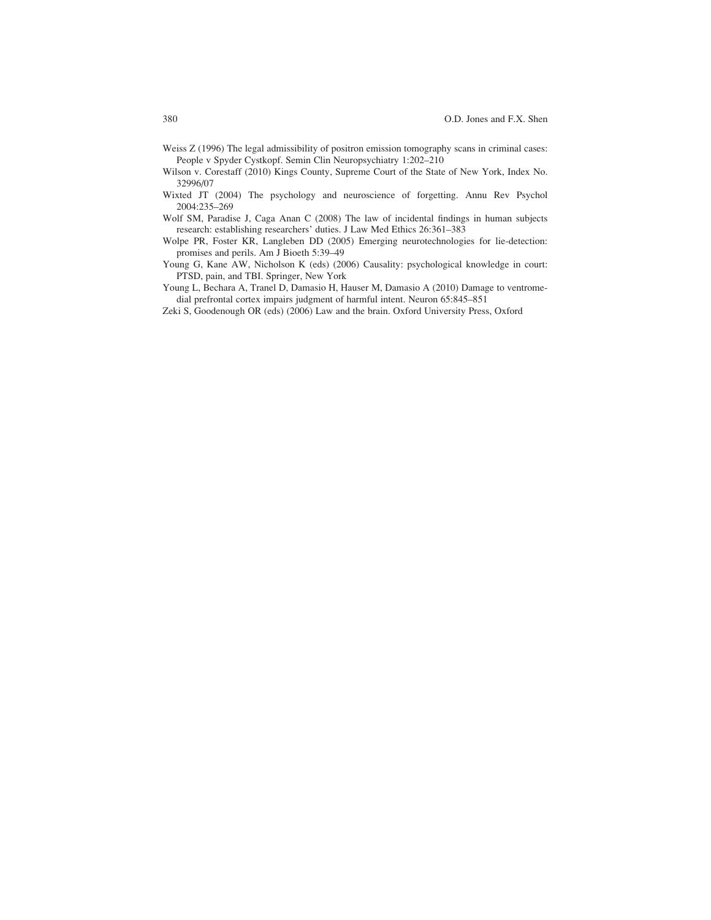Weiss Z (1996) The legal admissibility of positron emission tomography scans in criminal cases: People v Spyder Cystkopf. Semin Clin Neuropsychiatry 1:202–210

Wilson v. Corestaff (2010) Kings County, Supreme Court of the State of New York, Index No. 32996/07

Wixted JT (2004) The psychology and neuroscience of forgetting. Annu Rev Psychol 2004:235–269

Wolf SM, Paradise J, Caga Anan C (2008) The law of incidental findings in human subjects research: establishing researchers' duties. J Law Med Ethics 26:361–383

Wolpe PR, Foster KR, Langleben DD (2005) Emerging neurotechnologies for lie-detection: promises and perils. Am J Bioeth 5:39–49

Young G, Kane AW, Nicholson K (eds) (2006) Causality: psychological knowledge in court: PTSD, pain, and TBI. Springer, New York

Young L, Bechara A, Tranel D, Damasio H, Hauser M, Damasio A (2010) Damage to ventromedial prefrontal cortex impairs judgment of harmful intent. Neuron 65:845–851

Zeki S, Goodenough OR (eds) (2006) Law and the brain. Oxford University Press, Oxford